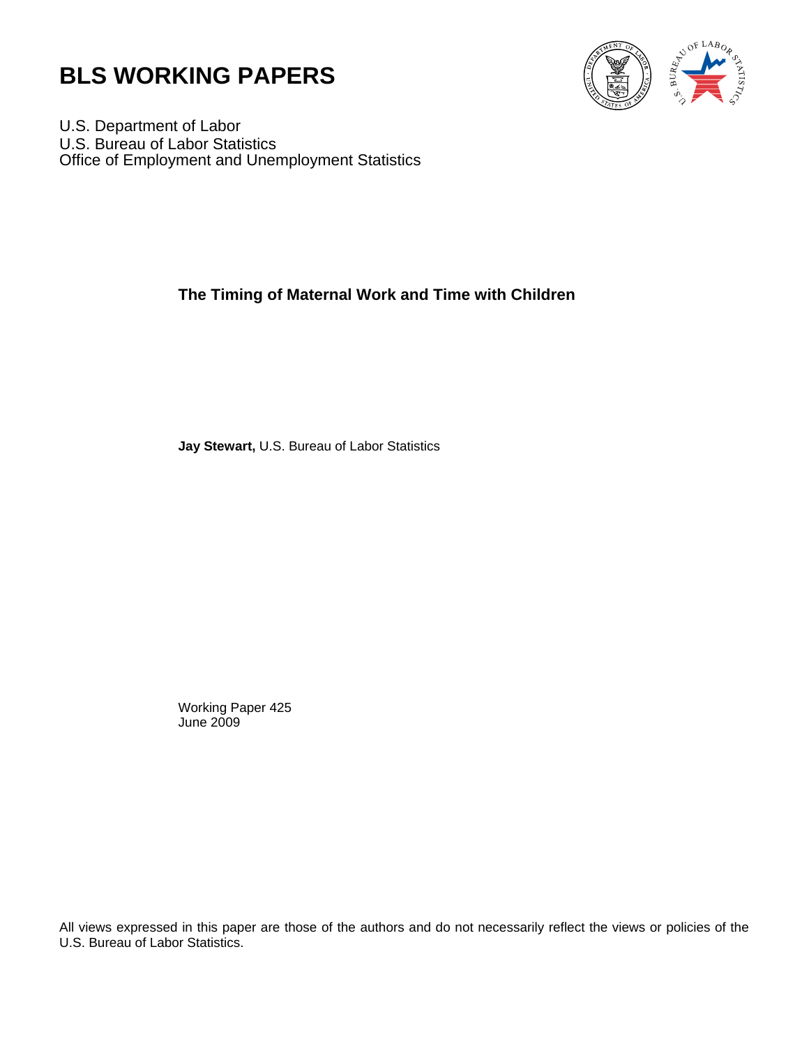# BLS WORKING PAPERS

U.S. Department of Labor
U.S. Bureau of Labor Statistics
Office of Employment and Unemployment Statistics

## The Timing of Maternal Work and Time with Children

**Jay Stewart,** U.S. Bureau of Labor Statistics

Working Paper 425
June 2009

All views expressed in this paper are those of the authors and do not necessarily reflect the views or policies of the U.S. Bureau of Labor Statistics.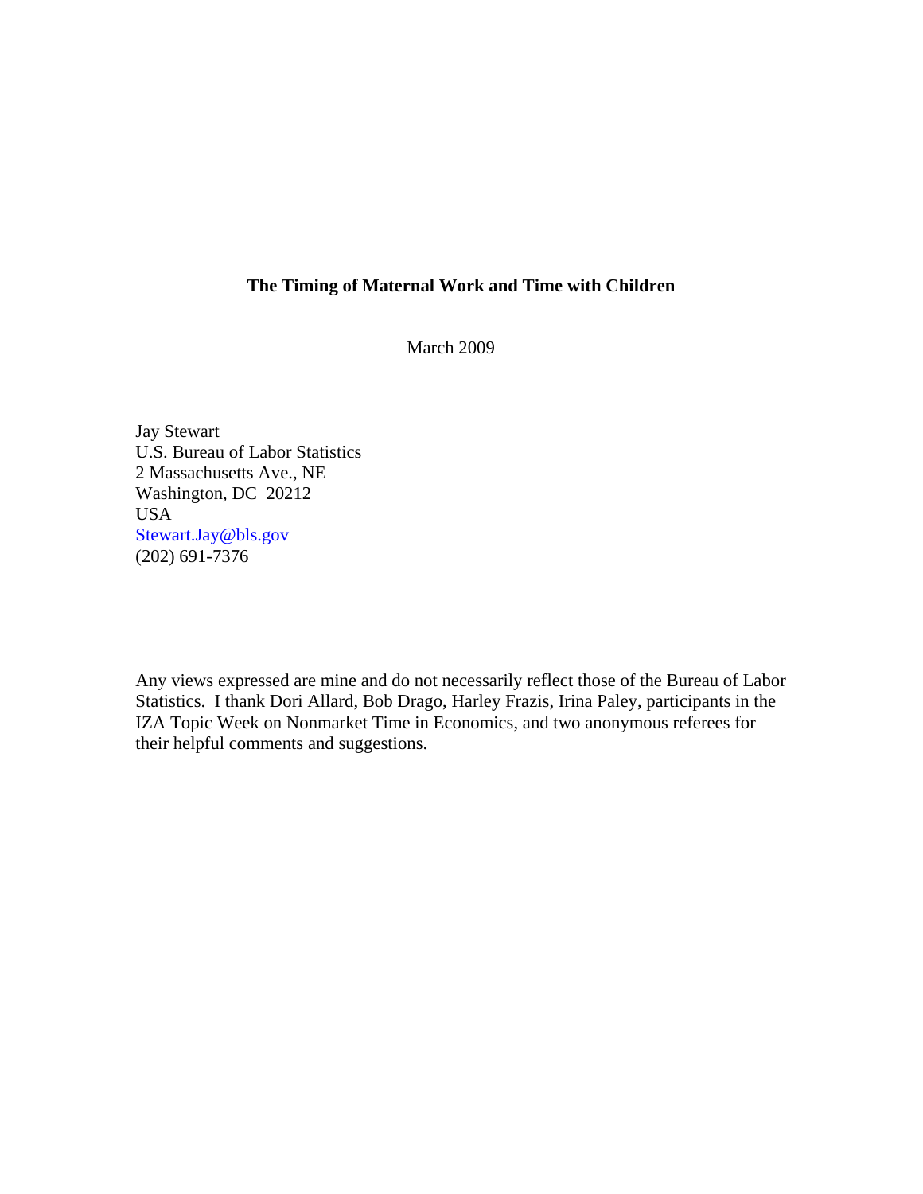**The Timing of Maternal Work and Time with Children**

March 2009

Jay Stewart  
U.S. Bureau of Labor Statistics  
2 Massachusetts Ave., NE  
Washington, DC 20212  
USA  
Stewart.Jay@bls.gov  
(202) 691-7376

Any views expressed are mine and do not necessarily reflect those of the Bureau of Labor Statistics. I thank Dori Allard, Bob Drago, Harley Frazis, Irina Paley, participants in the IZA Topic Week on Nonmarket Time in Economics, and two anonymous referees for their helpful comments and suggestions.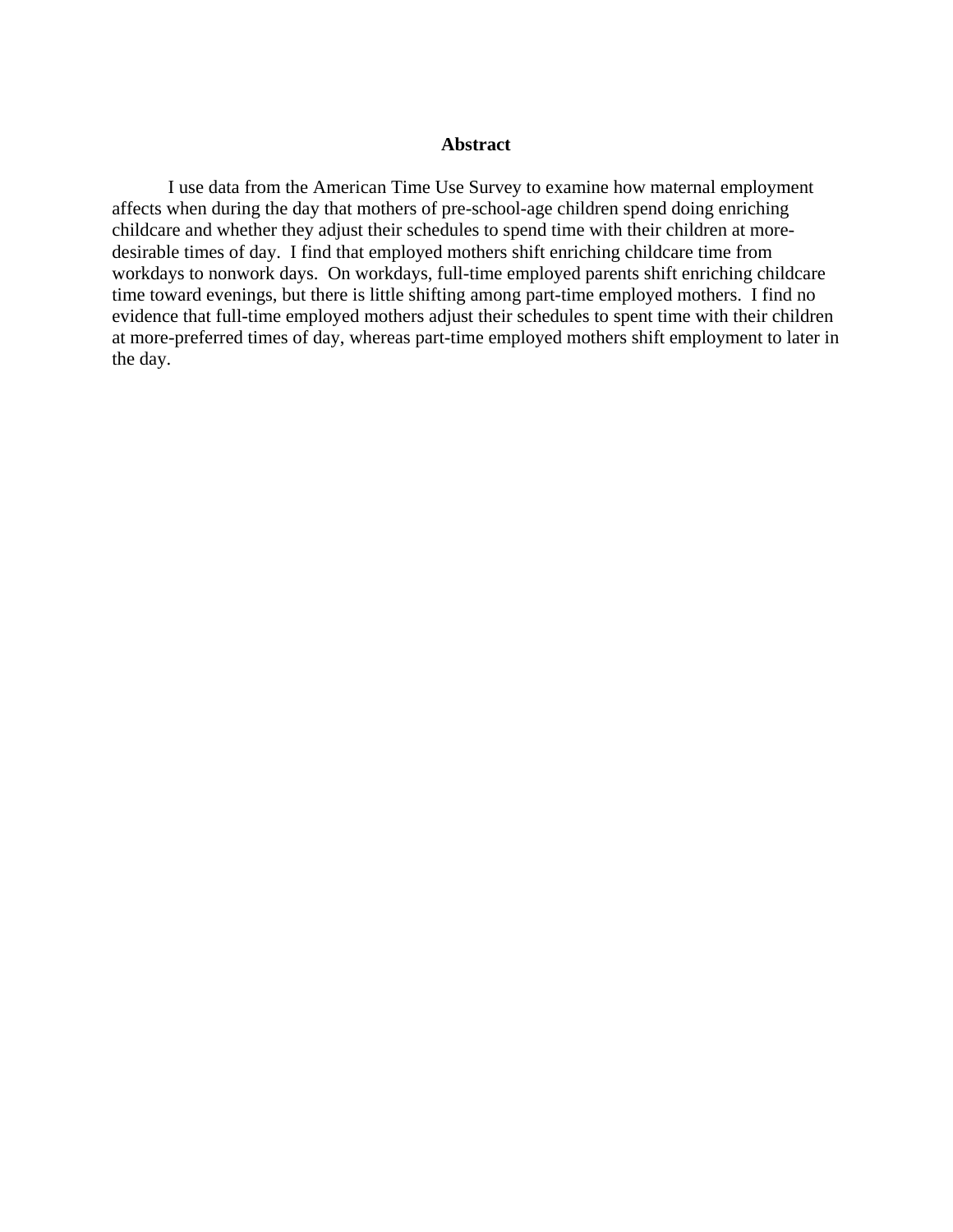## Abstract

I use data from the American Time Use Survey to examine how maternal employment affects when during the day that mothers of pre-school-age children spend doing enriching childcare and whether they adjust their schedules to spend time with their children at more-desirable times of day. I find that employed mothers shift enriching childcare time from workdays to nonwork days. On workdays, full-time employed parents shift enriching childcare time toward evenings, but there is little shifting among part-time employed mothers. I find no evidence that full-time employed mothers adjust their schedules to spent time with their children at more-preferred times of day, whereas part-time employed mothers shift employment to later in the day.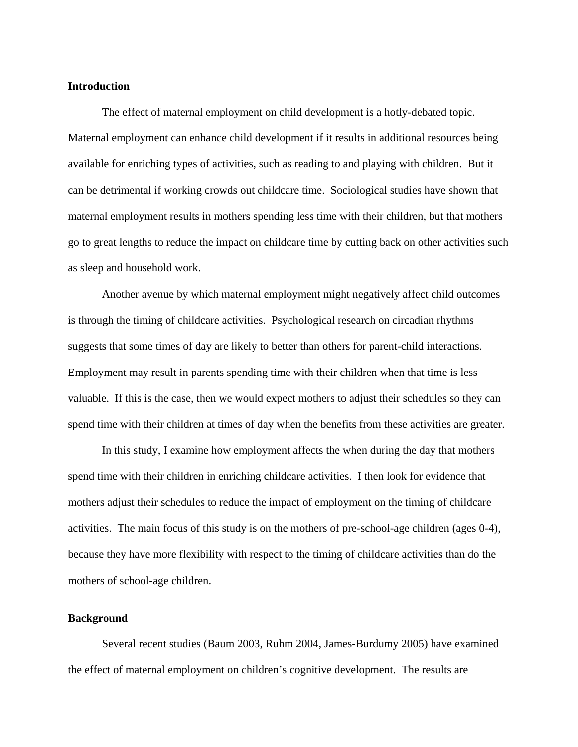**Introduction**

The effect of maternal employment on child development is a hotly-debated topic. Maternal employment can enhance child development if it results in additional resources being available for enriching types of activities, such as reading to and playing with children. But it can be detrimental if working crowds out childcare time. Sociological studies have shown that maternal employment results in mothers spending less time with their children, but that mothers go to great lengths to reduce the impact on childcare time by cutting back on other activities such as sleep and household work.

Another avenue by which maternal employment might negatively affect child outcomes is through the timing of childcare activities. Psychological research on circadian rhythms suggests that some times of day are likely to better than others for parent-child interactions. Employment may result in parents spending time with their children when that time is less valuable. If this is the case, then we would expect mothers to adjust their schedules so they can spend time with their children at times of day when the benefits from these activities are greater.

In this study, I examine how employment affects the when during the day that mothers spend time with their children in enriching childcare activities. I then look for evidence that mothers adjust their schedules to reduce the impact of employment on the timing of childcare activities. The main focus of this study is on the mothers of pre-school-age children (ages 0-4), because they have more flexibility with respect to the timing of childcare activities than do the mothers of school-age children.

**Background**

Several recent studies (Baum 2003, Ruhm 2004, James-Burdumy 2005) have examined the effect of maternal employment on children's cognitive development. The results are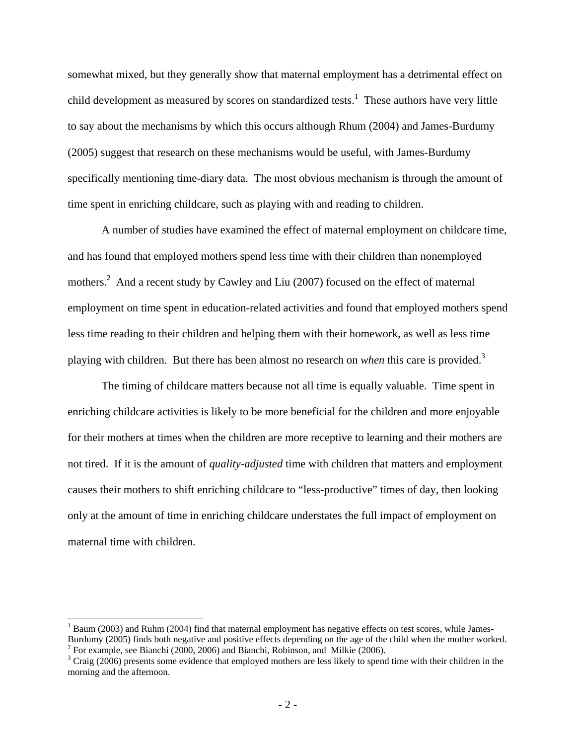somewhat mixed, but they generally show that maternal employment has a detrimental effect on child development as measured by scores on standardized tests.[1] These authors have very little to say about the mechanisms by which this occurs although Rhum (2004) and James-Burdumy (2005) suggest that research on these mechanisms would be useful, with James-Burdumy specifically mentioning time-diary data. The most obvious mechanism is through the amount of time spent in enriching childcare, such as playing with and reading to children.

A number of studies have examined the effect of maternal employment on childcare time, and has found that employed mothers spend less time with their children than nonemployed mothers.[2] And a recent study by Cawley and Liu (2007) focused on the effect of maternal employment on time spent in education-related activities and found that employed mothers spend less time reading to their children and helping them with their homework, as well as less time playing with children. But there has been almost no research on *when* this care is provided.[3]

The timing of childcare matters because not all time is equally valuable. Time spent in enriching childcare activities is likely to be more beneficial for the children and more enjoyable for their mothers at times when the children are more receptive to learning and their mothers are not tired. If it is the amount of *quality-adjusted* time with children that matters and employment causes their mothers to shift enriching childcare to "less-productive" times of day, then looking only at the amount of time in enriching childcare understates the full impact of employment on maternal time with children.

---

[1] Baum (2003) and Ruhm (2004) find that maternal employment has negative effects on test scores, while James-Burdumy (2005) finds both negative and positive effects depending on the age of the child when the mother worked.

[2] For example, see Bianchi (2000, 2006) and Bianchi, Robinson, and Milkie (2006).

[3] Craig (2006) presents some evidence that employed mothers are less likely to spend time with their children in the morning and the afternoon.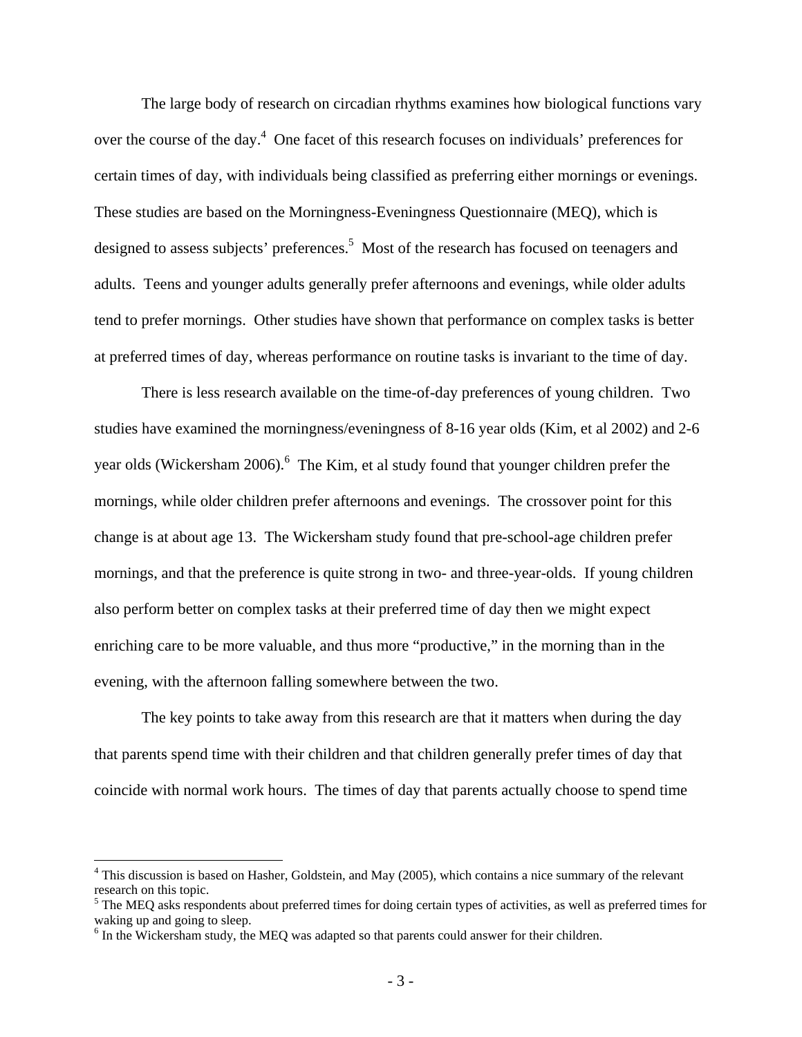The large body of research on circadian rhythms examines how biological functions vary over the course of the day.[4] One facet of this research focuses on individuals' preferences for certain times of day, with individuals being classified as preferring either mornings or evenings. These studies are based on the Morningness-Eveningness Questionnaire (MEQ), which is designed to assess subjects' preferences.[5] Most of the research has focused on teenagers and adults. Teens and younger adults generally prefer afternoons and evenings, while older adults tend to prefer mornings. Other studies have shown that performance on complex tasks is better at preferred times of day, whereas performance on routine tasks is invariant to the time of day.

There is less research available on the time-of-day preferences of young children. Two studies have examined the morningness/eveningness of 8-16 year olds (Kim, et al 2002) and 2-6 year olds (Wickersham 2006).[6] The Kim, et al study found that younger children prefer the mornings, while older children prefer afternoons and evenings. The crossover point for this change is at about age 13. The Wickersham study found that pre-school-age children prefer mornings, and that the preference is quite strong in two- and three-year-olds. If young children also perform better on complex tasks at their preferred time of day then we might expect enriching care to be more valuable, and thus more "productive," in the morning than in the evening, with the afternoon falling somewhere between the two.

The key points to take away from this research are that it matters when during the day that parents spend time with their children and that children generally prefer times of day that coincide with normal work hours. The times of day that parents actually choose to spend time

---

[4] This discussion is based on Hasher, Goldstein, and May (2005), which contains a nice summary of the relevant research on this topic.

[5] The MEQ asks respondents about preferred times for doing certain types of activities, as well as preferred times for waking up and going to sleep.

[6] In the Wickersham study, the MEQ was adapted so that parents could answer for their children.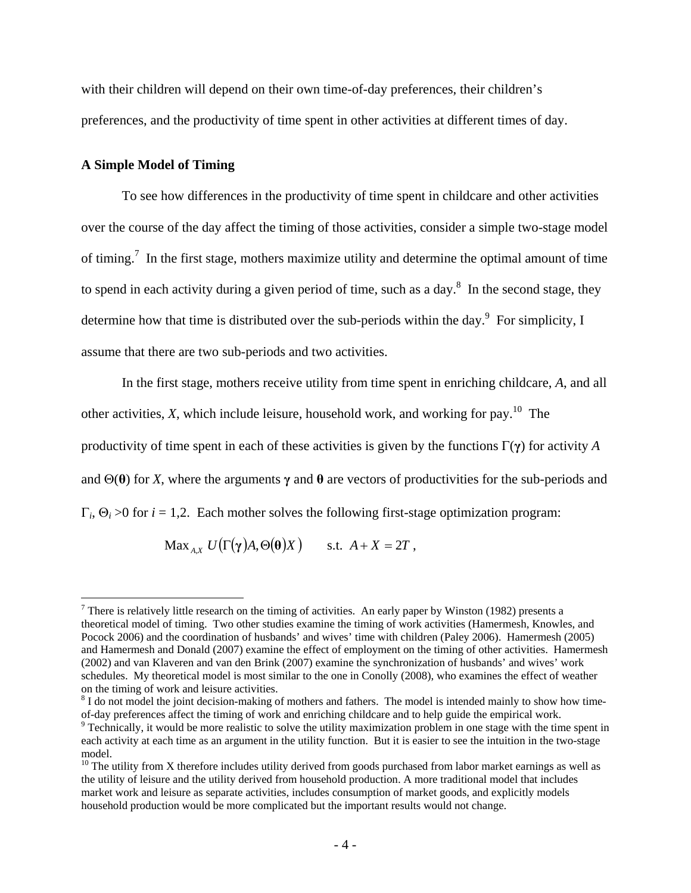with their children will depend on their own time-of-day preferences, their children's preferences, and the productivity of time spent in other activities at different times of day.

### A Simple Model of Timing

To see how differences in the productivity of time spent in childcare and other activities over the course of the day affect the timing of those activities, consider a simple two-stage model of timing.[7] In the first stage, mothers maximize utility and determine the optimal amount of time to spend in each activity during a given period of time, such as a day.[8] In the second stage, they determine how that time is distributed over the sub-periods within the day.[9] For simplicity, I assume that there are two sub-periods and two activities.

In the first stage, mothers receive utility from time spent in enriching childcare, *A*, and all other activities, *X*, which include leisure, household work, and working for pay.[10] The productivity of time spent in each of these activities is given by the functions $\Gamma(\boldsymbol{\gamma})$ for activity *A* and $\Theta(\boldsymbol{\theta})$ for *X*, where the arguments $\boldsymbol{\gamma}$ and $\boldsymbol{\theta}$ are vectors of productivities for the sub-periods and $\Gamma_i$, $\Theta_i > 0$ for $i = 1,2$. Each mother solves the following first-stage optimization program:

$$\text{Max}_{A,X} \; U\big(\Gamma(\boldsymbol{\gamma})A, \Theta(\boldsymbol{\theta})X\big) \qquad \text{s.t. } A + X = 2T \, ,$$

---

[7] There is relatively little research on the timing of activities. An early paper by Winston (1982) presents a theoretical model of timing. Two other studies examine the timing of work activities (Hamermesh, Knowles, and Pocock 2006) and the coordination of husbands' and wives' time with children (Paley 2006). Hamermesh (2005) and Hamermesh and Donald (2007) examine the effect of employment on the timing of other activities. Hamermesh (2002) and van Klaveren and van den Brink (2007) examine the synchronization of husbands' and wives' work schedules. My theoretical model is most similar to the one in Conolly (2008), who examines the effect of weather on the timing of work and leisure activities.

[8] I do not model the joint decision-making of mothers and fathers. The model is intended mainly to show how time-of-day preferences affect the timing of work and enriching childcare and to help guide the empirical work.

[9] Technically, it would be more realistic to solve the utility maximization problem in one stage with the time spent in each activity at each time as an argument in the utility function. But it is easier to see the intuition in the two-stage model.

[10] The utility from X therefore includes utility derived from goods purchased from labor market earnings as well as the utility of leisure and the utility derived from household production. A more traditional model that includes market work and leisure as separate activities, includes consumption of market goods, and explicitly models household production would be more complicated but the important results would not change.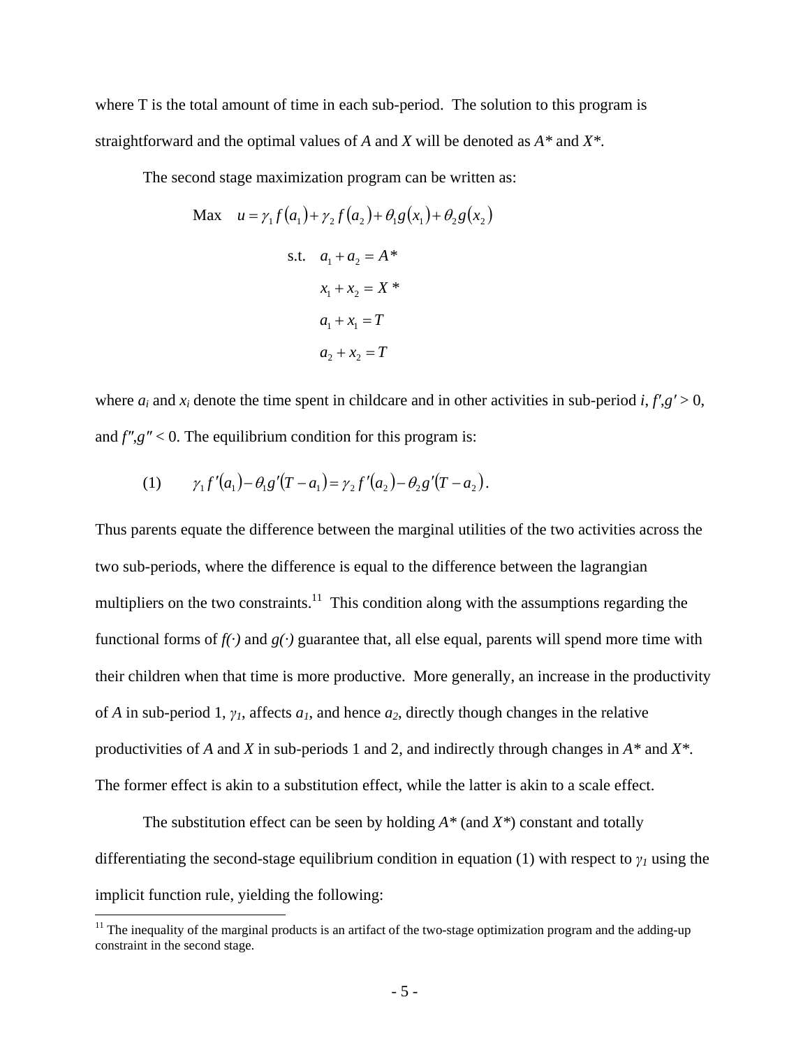where T is the total amount of time in each sub-period. The solution to this program is straightforward and the optimal values of *A* and *X* will be denoted as *A\** and *X\**.

The second stage maximization program can be written as:

$$\text{Max} \quad u = \gamma_1 f(a_1) + \gamma_2 f(a_2) + \theta_1 g(x_1) + \theta_2 g(x_2)$$

$$\text{s.t.} \quad a_1 + a_2 = A^*$$

$$x_1 + x_2 = X^*$$

$$a_1 + x_1 = T$$

$$a_2 + x_2 = T$$

where $a_i$ and $x_i$ denote the time spent in childcare and in other activities in sub-period $i$, $f',g' > 0$, and $f'',g'' < 0$. The equilibrium condition for this program is:

$$\gamma_1 f'(a_1) - \theta_1 g'(T - a_1) = \gamma_2 f'(a_2) - \theta_2 g'(T - a_2). \tag{1}$$

Thus parents equate the difference between the marginal utilities of the two activities across the two sub-periods, where the difference is equal to the difference between the lagrangian multipliers on the two constraints.[11] This condition along with the assumptions regarding the functional forms of $f(\cdot)$ and $g(\cdot)$ guarantee that, all else equal, parents will spend more time with their children when that time is more productive. More generally, an increase in the productivity of *A* in sub-period 1, $\gamma_1$, affects $a_1$, and hence $a_2$, directly though changes in the relative productivities of *A* and *X* in sub-periods 1 and 2, and indirectly through changes in *A\** and *X\**. The former effect is akin to a substitution effect, while the latter is akin to a scale effect.

The substitution effect can be seen by holding *A\** (and *X\**) constant and totally differentiating the second-stage equilibrium condition in equation (1) with respect to $\gamma_1$ using the implicit function rule, yielding the following:

[11] The inequality of the marginal products is an artifact of the two-stage optimization program and the adding-up constraint in the second stage.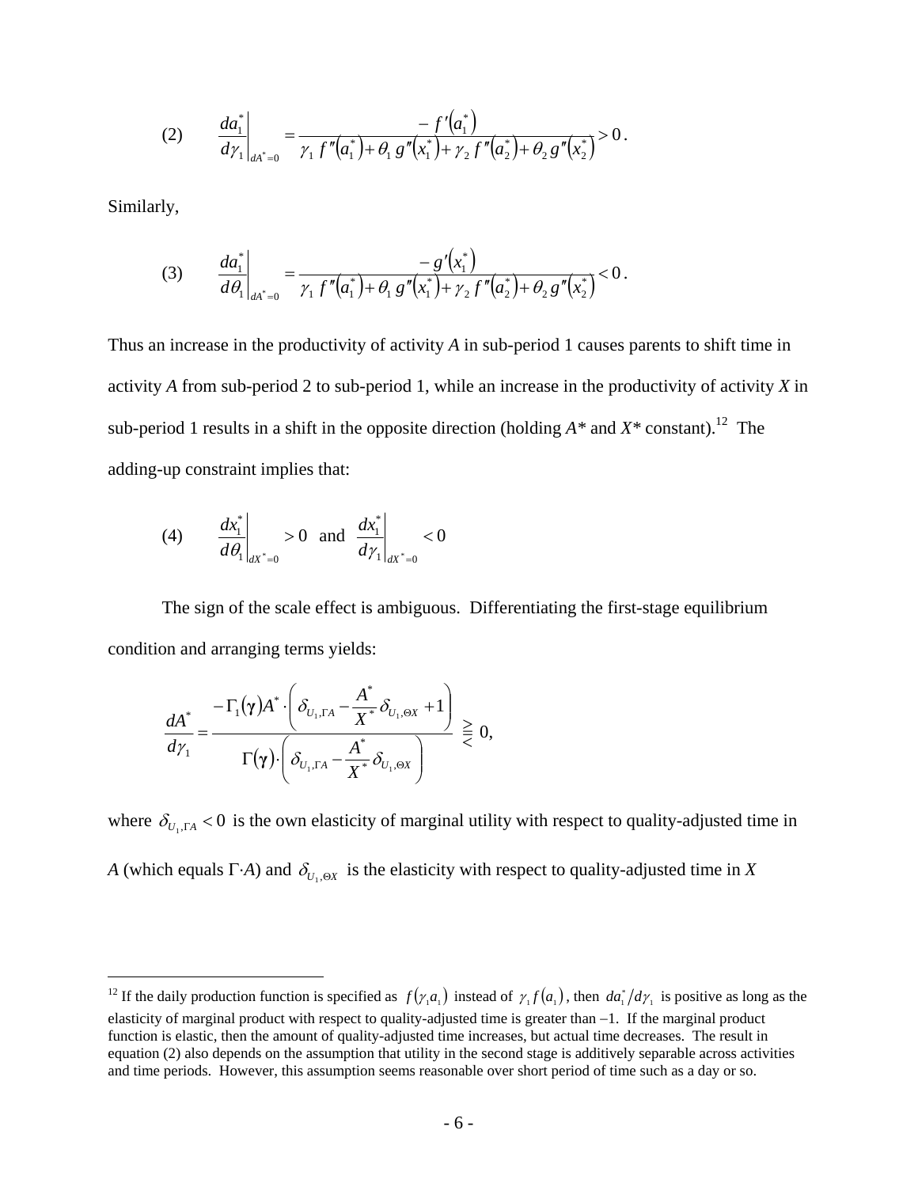$$(2) \qquad \left.\frac{da_1^*}{d\gamma_1}\right|_{dA^*=0} = \frac{-f'(a_1^*)}{\gamma_1 f''(a_1^*) + \theta_1 g''(x_1^*) + \gamma_2 f''(a_2^*) + \theta_2 g''(x_2^*)} > 0 .$$

Similarly,

$$(3) \qquad \left.\frac{da_1^*}{d\theta_1}\right|_{dA^*=0} = \frac{-g'(x_1^*)}{\gamma_1 f''(a_1^*) + \theta_1 g''(x_1^*) + \gamma_2 f''(a_2^*) + \theta_2 g''(x_2^*)} < 0 .$$

Thus an increase in the productivity of activity *A* in sub-period 1 causes parents to shift time in activity *A* from sub-period 2 to sub-period 1, while an increase in the productivity of activity *X* in sub-period 1 results in a shift in the opposite direction (holding $A^*$ and $X^*$ constant).[12] The adding-up constraint implies that:

$$(4) \qquad \left.\frac{dx_1^*}{d\theta_1}\right|_{dX^*=0} > 0 \;\; \text{and} \;\; \left.\frac{dx_1^*}{d\gamma_1}\right|_{dX^*=0} < 0$$

The sign of the scale effect is ambiguous. Differentiating the first-stage equilibrium condition and arranging terms yields:

$$\frac{dA^*}{d\gamma_1} = \frac{-\Gamma_1(\boldsymbol{\gamma})A^* \cdot \left( \delta_{U_1,\Gamma A} - \dfrac{A^*}{X^*}\delta_{U_1,\Theta X} + 1 \right)}{\Gamma(\boldsymbol{\gamma}) \cdot \left( \delta_{U_1,\Gamma A} - \dfrac{A^*}{X^*}\delta_{U_1,\Theta X} \right)} \gtreqless 0,$$

where $\delta_{U_1,\Gamma A} < 0$ is the own elasticity of marginal utility with respect to quality-adjusted time in *A* (which equals $\Gamma \cdot A$) and $\delta_{U_1,\Theta X}$ is the elasticity with respect to quality-adjusted time in *X*

---

[12] If the daily production function is specified as $f(\gamma_1 a_1)$ instead of $\gamma_1 f(a_1)$, then $da_1^*/d\gamma_1$ is positive as long as the elasticity of marginal product with respect to quality-adjusted time is greater than $-1$. If the marginal product function is elastic, then the amount of quality-adjusted time increases, but actual time decreases. The result in equation (2) also depends on the assumption that utility in the second stage is additively separable across activities and time periods. However, this assumption seems reasonable over short period of time such as a day or so.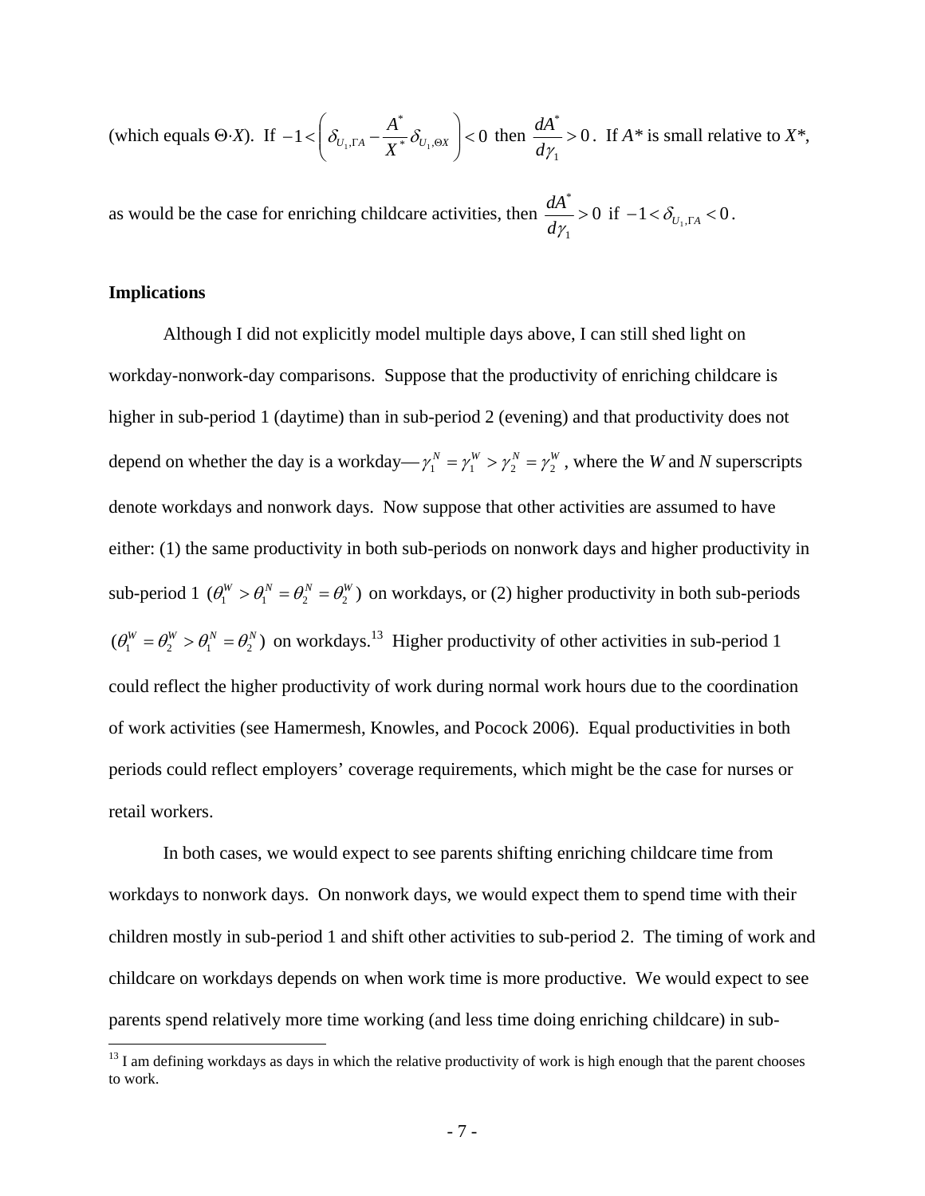(which equals $\Theta \cdot X$). If $-1 < \left( \delta_{U_1,\Gamma A} - \frac{A^*}{X^*} \delta_{U_1,\Theta X} \right) < 0$ then $\frac{dA^*}{d\gamma_1} > 0$. If $A^*$ is small relative to $X^*$, as would be the case for enriching childcare activities, then $\frac{dA^*}{d\gamma_1} > 0$ if $-1 < \delta_{U_1,\Gamma A} < 0$.

**Implications**

Although I did not explicitly model multiple days above, I can still shed light on workday-nonwork-day comparisons. Suppose that the productivity of enriching childcare is higher in sub-period 1 (daytime) than in sub-period 2 (evening) and that productivity does not depend on whether the day is a workday—$\gamma_1^N = \gamma_1^W > \gamma_2^N = \gamma_2^W$, where the *W* and *N* superscripts denote workdays and nonwork days. Now suppose that other activities are assumed to have either: (1) the same productivity in both sub-periods on nonwork days and higher productivity in sub-period 1 $(\theta_1^W > \theta_1^N = \theta_2^N = \theta_2^W)$ on workdays, or (2) higher productivity in both sub-periods $(\theta_1^W = \theta_2^W > \theta_1^N = \theta_2^N)$ on workdays.[13] Higher productivity of other activities in sub-period 1 could reflect the higher productivity of work during normal work hours due to the coordination of work activities (see Hamermesh, Knowles, and Pocock 2006). Equal productivities in both periods could reflect employers' coverage requirements, which might be the case for nurses or retail workers.

In both cases, we would expect to see parents shifting enriching childcare time from workdays to nonwork days. On nonwork days, we would expect them to spend time with their children mostly in sub-period 1 and shift other activities to sub-period 2. The timing of work and childcare on workdays depends on when work time is more productive. We would expect to see parents spend relatively more time working (and less time doing enriching childcare) in sub-

[13] I am defining workdays as days in which the relative productivity of work is high enough that the parent chooses to work.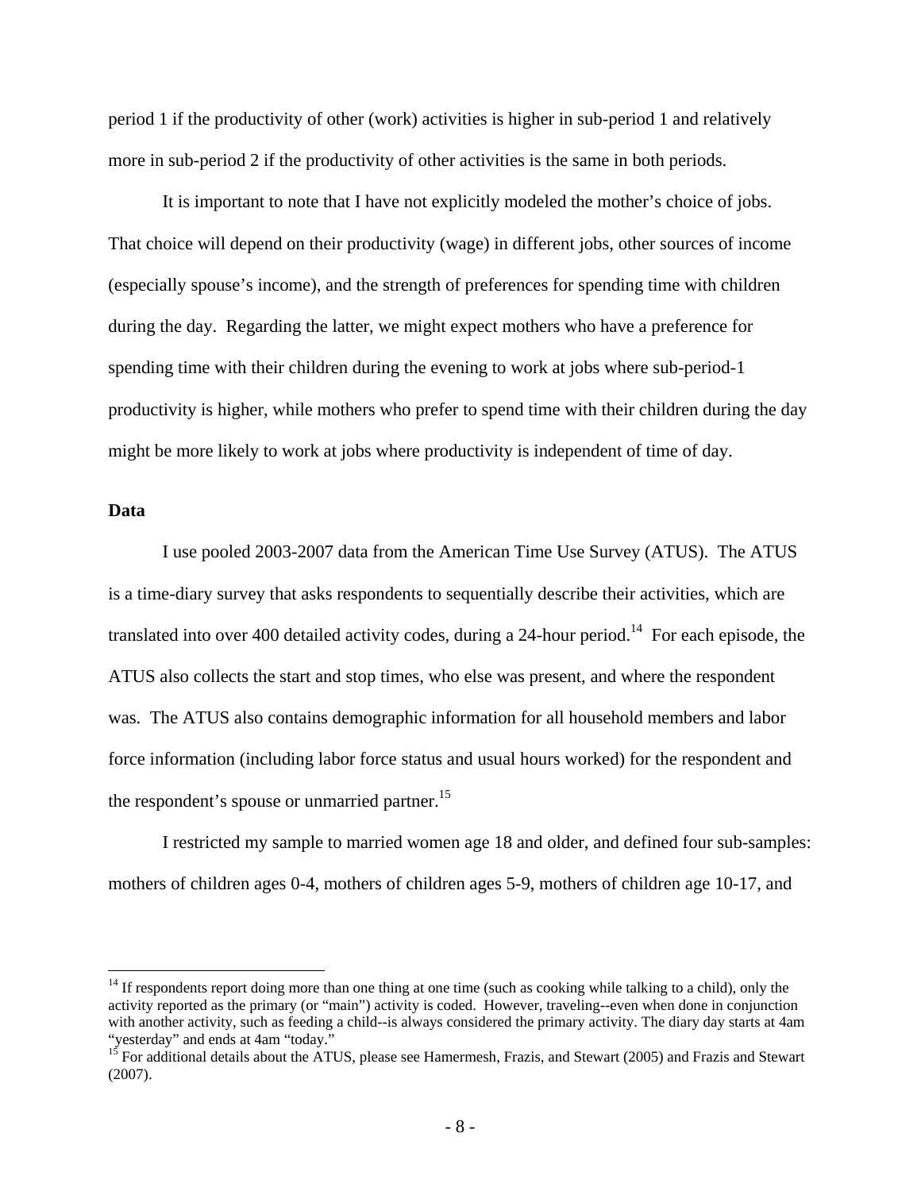period 1 if the productivity of other (work) activities is higher in sub-period 1 and relatively more in sub-period 2 if the productivity of other activities is the same in both periods.

It is important to note that I have not explicitly modeled the mother's choice of jobs. That choice will depend on their productivity (wage) in different jobs, other sources of income (especially spouse's income), and the strength of preferences for spending time with children during the day. Regarding the latter, we might expect mothers who have a preference for spending time with their children during the evening to work at jobs where sub-period-1 productivity is higher, while mothers who prefer to spend time with their children during the day might be more likely to work at jobs where productivity is independent of time of day.

**Data**

I use pooled 2003-2007 data from the American Time Use Survey (ATUS). The ATUS is a time-diary survey that asks respondents to sequentially describe their activities, which are translated into over 400 detailed activity codes, during a 24-hour period.[14] For each episode, the ATUS also collects the start and stop times, who else was present, and where the respondent was. The ATUS also contains demographic information for all household members and labor force information (including labor force status and usual hours worked) for the respondent and the respondent's spouse or unmarried partner.[15]

I restricted my sample to married women age 18 and older, and defined four sub-samples: mothers of children ages 0-4, mothers of children ages 5-9, mothers of children age 10-17, and

[14] If respondents report doing more than one thing at one time (such as cooking while talking to a child), only the activity reported as the primary (or "main") activity is coded. However, traveling--even when done in conjunction with another activity, such as feeding a child--is always considered the primary activity. The diary day starts at 4am "yesterday" and ends at 4am "today."

[15] For additional details about the ATUS, please see Hamermesh, Frazis, and Stewart (2005) and Frazis and Stewart (2007).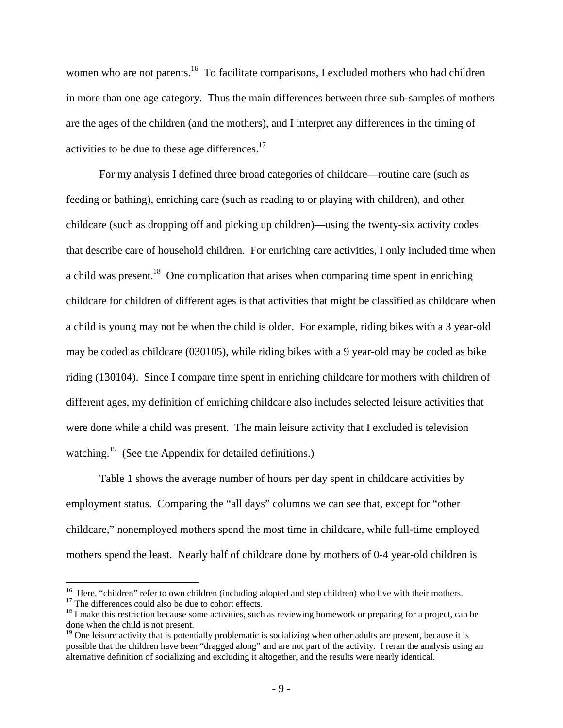women who are not parents.[16] To facilitate comparisons, I excluded mothers who had children in more than one age category. Thus the main differences between three sub-samples of mothers are the ages of the children (and the mothers), and I interpret any differences in the timing of activities to be due to these age differences.[17]

For my analysis I defined three broad categories of childcare—routine care (such as feeding or bathing), enriching care (such as reading to or playing with children), and other childcare (such as dropping off and picking up children)—using the twenty-six activity codes that describe care of household children. For enriching care activities, I only included time when a child was present.[18] One complication that arises when comparing time spent in enriching childcare for children of different ages is that activities that might be classified as childcare when a child is young may not be when the child is older. For example, riding bikes with a 3 year-old may be coded as childcare (030105), while riding bikes with a 9 year-old may be coded as bike riding (130104). Since I compare time spent in enriching childcare for mothers with children of different ages, my definition of enriching childcare also includes selected leisure activities that were done while a child was present. The main leisure activity that I excluded is television watching.[19] (See the Appendix for detailed definitions.)

Table 1 shows the average number of hours per day spent in childcare activities by employment status. Comparing the "all days" columns we can see that, except for "other childcare," nonemployed mothers spend the most time in childcare, while full-time employed mothers spend the least. Nearly half of childcare done by mothers of 0-4 year-old children is

---

[16] Here, "children" refer to own children (including adopted and step children) who live with their mothers.

[17] The differences could also be due to cohort effects.

[18] I make this restriction because some activities, such as reviewing homework or preparing for a project, can be done when the child is not present.

[19] One leisure activity that is potentially problematic is socializing when other adults are present, because it is possible that the children have been "dragged along" and are not part of the activity. I reran the analysis using an alternative definition of socializing and excluding it altogether, and the results were nearly identical.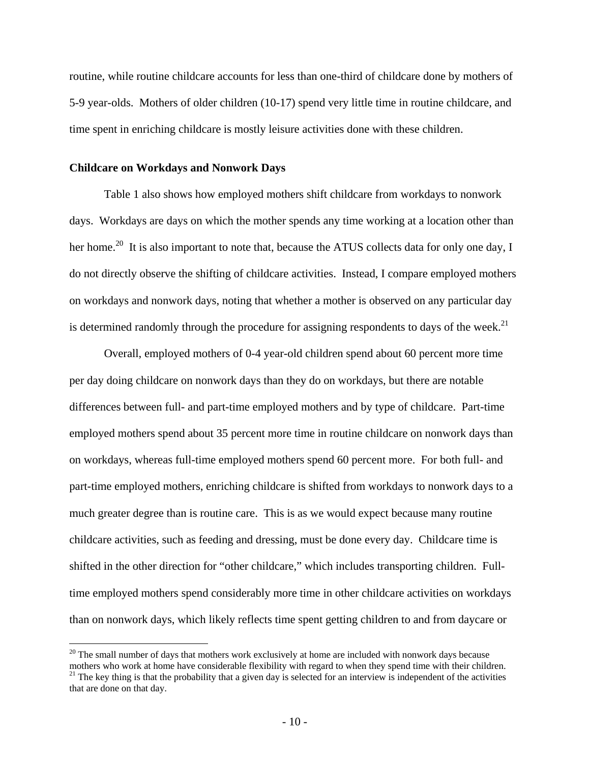routine, while routine childcare accounts for less than one-third of childcare done by mothers of 5-9 year-olds. Mothers of older children (10-17) spend very little time in routine childcare, and time spent in enriching childcare is mostly leisure activities done with these children.

### Childcare on Workdays and Nonwork Days

Table 1 also shows how employed mothers shift childcare from workdays to nonwork days. Workdays are days on which the mother spends any time working at a location other than her home.[20] It is also important to note that, because the ATUS collects data for only one day, I do not directly observe the shifting of childcare activities. Instead, I compare employed mothers on workdays and nonwork days, noting that whether a mother is observed on any particular day is determined randomly through the procedure for assigning respondents to days of the week.[21]

Overall, employed mothers of 0-4 year-old children spend about 60 percent more time per day doing childcare on nonwork days than they do on workdays, but there are notable differences between full- and part-time employed mothers and by type of childcare. Part-time employed mothers spend about 35 percent more time in routine childcare on nonwork days than on workdays, whereas full-time employed mothers spend 60 percent more. For both full- and part-time employed mothers, enriching childcare is shifted from workdays to nonwork days to a much greater degree than is routine care. This is as we would expect because many routine childcare activities, such as feeding and dressing, must be done every day. Childcare time is shifted in the other direction for "other childcare," which includes transporting children. Full-time employed mothers spend considerably more time in other childcare activities on workdays than on nonwork days, which likely reflects time spent getting children to and from daycare or

---

[20] The small number of days that mothers work exclusively at home are included with nonwork days because mothers who work at home have considerable flexibility with regard to when they spend time with their children.

[21] The key thing is that the probability that a given day is selected for an interview is independent of the activities that are done on that day.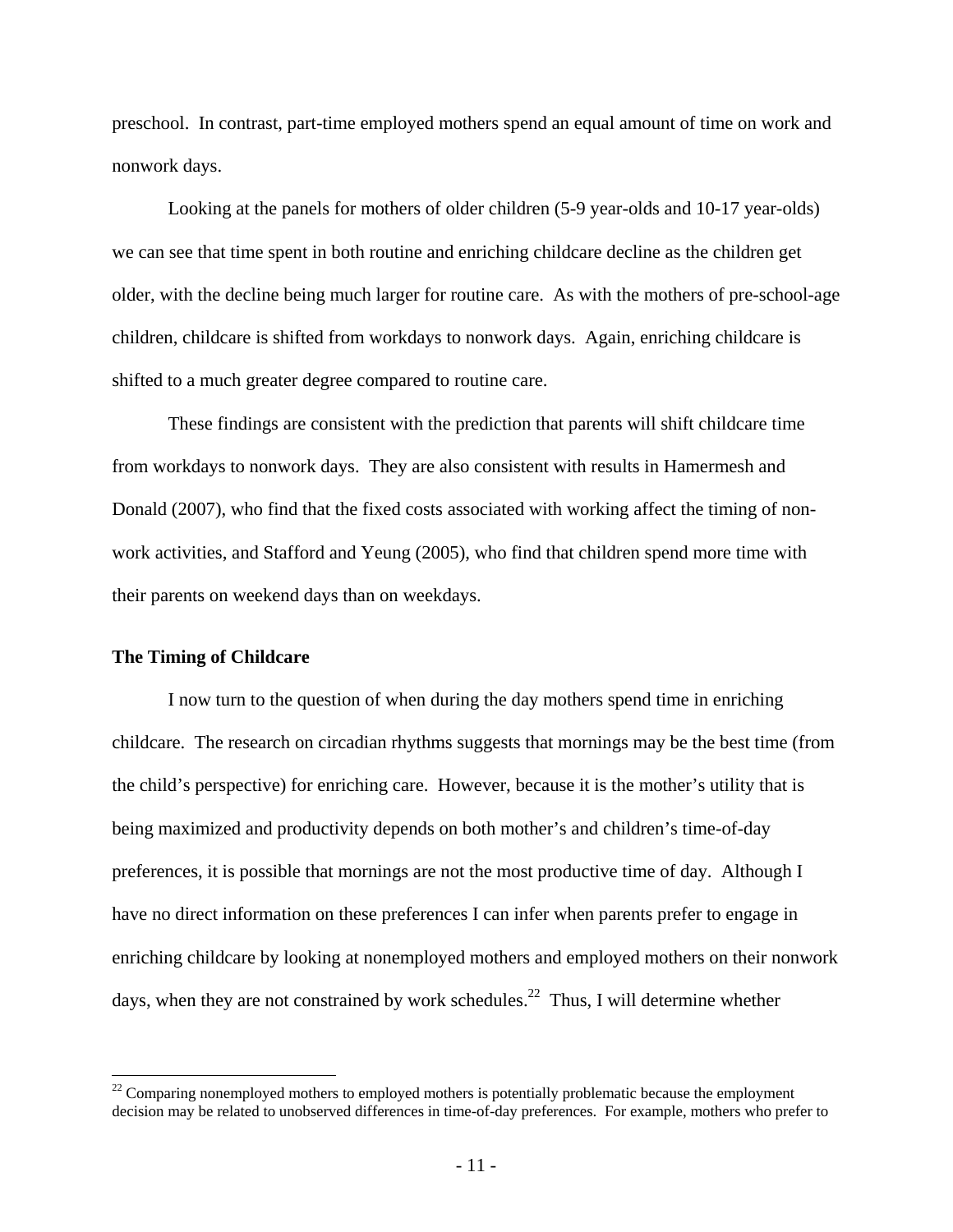preschool. In contrast, part-time employed mothers spend an equal amount of time on work and nonwork days.

Looking at the panels for mothers of older children (5-9 year-olds and 10-17 year-olds) we can see that time spent in both routine and enriching childcare decline as the children get older, with the decline being much larger for routine care. As with the mothers of pre-school-age children, childcare is shifted from workdays to nonwork days. Again, enriching childcare is shifted to a much greater degree compared to routine care.

These findings are consistent with the prediction that parents will shift childcare time from workdays to nonwork days. They are also consistent with results in Hamermesh and Donald (2007), who find that the fixed costs associated with working affect the timing of non-work activities, and Stafford and Yeung (2005), who find that children spend more time with their parents on weekend days than on weekdays.

**The Timing of Childcare**

I now turn to the question of when during the day mothers spend time in enriching childcare. The research on circadian rhythms suggests that mornings may be the best time (from the child's perspective) for enriching care. However, because it is the mother's utility that is being maximized and productivity depends on both mother's and children's time-of-day preferences, it is possible that mornings are not the most productive time of day. Although I have no direct information on these preferences I can infer when parents prefer to engage in enriching childcare by looking at nonemployed mothers and employed mothers on their nonwork days, when they are not constrained by work schedules.[22] Thus, I will determine whether

[22] Comparing nonemployed mothers to employed mothers is potentially problematic because the employment decision may be related to unobserved differences in time-of-day preferences. For example, mothers who prefer to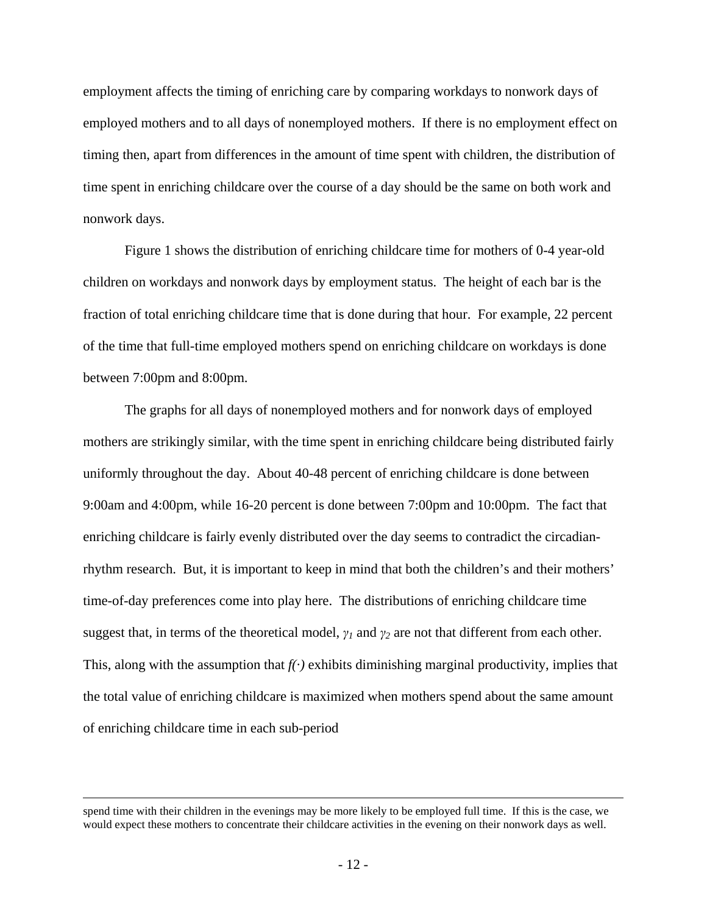employment affects the timing of enriching care by comparing workdays to nonwork days of employed mothers and to all days of nonemployed mothers. If there is no employment effect on timing then, apart from differences in the amount of time spent with children, the distribution of time spent in enriching childcare over the course of a day should be the same on both work and nonwork days.

Figure 1 shows the distribution of enriching childcare time for mothers of 0-4 year-old children on workdays and nonwork days by employment status. The height of each bar is the fraction of total enriching childcare time that is done during that hour. For example, 22 percent of the time that full-time employed mothers spend on enriching childcare on workdays is done between 7:00pm and 8:00pm.

The graphs for all days of nonemployed mothers and for nonwork days of employed mothers are strikingly similar, with the time spent in enriching childcare being distributed fairly uniformly throughout the day. About 40-48 percent of enriching childcare is done between 9:00am and 4:00pm, while 16-20 percent is done between 7:00pm and 10:00pm. The fact that enriching childcare is fairly evenly distributed over the day seems to contradict the circadian-rhythm research. But, it is important to keep in mind that both the children's and their mothers' time-of-day preferences come into play here. The distributions of enriching childcare time suggest that, in terms of the theoretical model, $\gamma_1$ and $\gamma_2$ are not that different from each other. This, along with the assumption that $f(\cdot)$ exhibits diminishing marginal productivity, implies that the total value of enriching childcare is maximized when mothers spend about the same amount of enriching childcare time in each sub-period

---

spend time with their children in the evenings may be more likely to be employed full time. If this is the case, we would expect these mothers to concentrate their childcare activities in the evening on their nonwork days as well.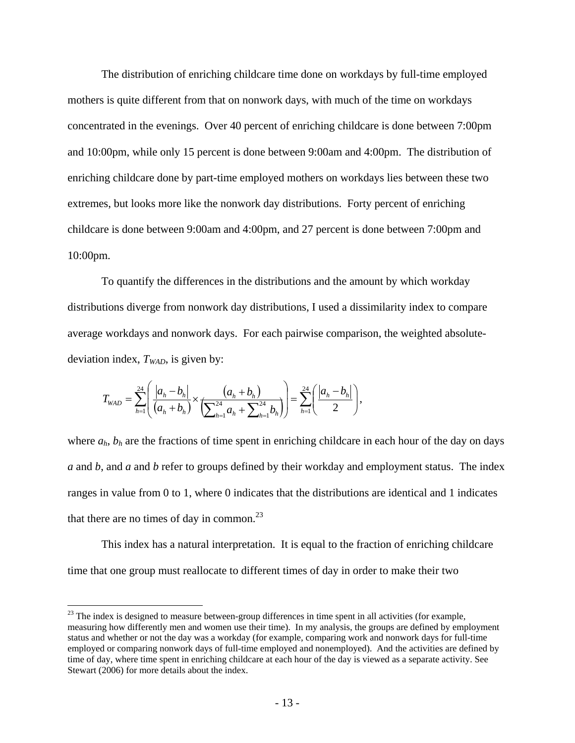The distribution of enriching childcare time done on workdays by full-time employed mothers is quite different from that on nonwork days, with much of the time on workdays concentrated in the evenings. Over 40 percent of enriching childcare is done between 7:00pm and 10:00pm, while only 15 percent is done between 9:00am and 4:00pm. The distribution of enriching childcare done by part-time employed mothers on workdays lies between these two extremes, but looks more like the nonwork day distributions. Forty percent of enriching childcare is done between 9:00am and 4:00pm, and 27 percent is done between 7:00pm and 10:00pm.

To quantify the differences in the distributions and the amount by which workday distributions diverge from nonwork day distributions, I used a dissimilarity index to compare average workdays and nonwork days. For each pairwise comparison, the weighted absolute-deviation index, $T_{WAD}$, is given by:

$$T_{WAD} = \sum_{h=1}^{24} \left( \frac{|a_h - b_h|}{(a_h + b_h)} \times \frac{(a_h + b_h)}{\left(\sum_{h=1}^{24} a_h + \sum_{h=1}^{24} b_h\right)} \right) = \sum_{h=1}^{24} \left( \frac{|a_h - b_h|}{2} \right),$$

where $a_h$, $b_h$ are the fractions of time spent in enriching childcare in each hour of the day on days *a* and *b*, and *a* and *b* refer to groups defined by their workday and employment status. The index ranges in value from 0 to 1, where 0 indicates that the distributions are identical and 1 indicates that there are no times of day in common.[23]

This index has a natural interpretation. It is equal to the fraction of enriching childcare time that one group must reallocate to different times of day in order to make their two

[23] The index is designed to measure between-group differences in time spent in all activities (for example, measuring how differently men and women use their time). In my analysis, the groups are defined by employment status and whether or not the day was a workday (for example, comparing work and nonwork days for full-time employed or comparing nonwork days of full-time employed and nonemployed). And the activities are defined by time of day, where time spent in enriching childcare at each hour of the day is viewed as a separate activity. See Stewart (2006) for more details about the index.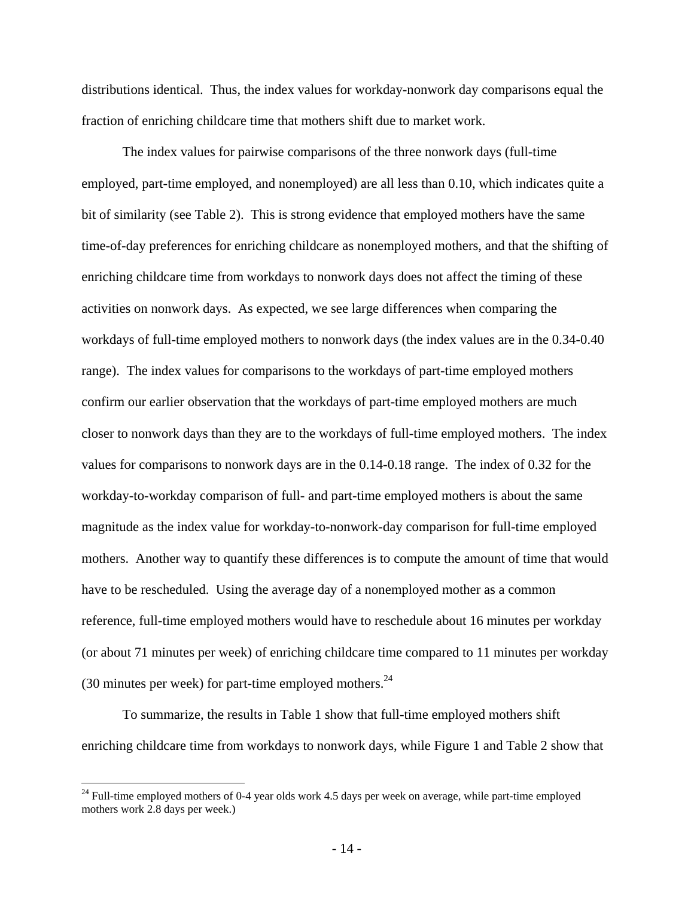distributions identical. Thus, the index values for workday-nonwork day comparisons equal the fraction of enriching childcare time that mothers shift due to market work.

The index values for pairwise comparisons of the three nonwork days (full-time employed, part-time employed, and nonemployed) are all less than 0.10, which indicates quite a bit of similarity (see Table 2). This is strong evidence that employed mothers have the same time-of-day preferences for enriching childcare as nonemployed mothers, and that the shifting of enriching childcare time from workdays to nonwork days does not affect the timing of these activities on nonwork days. As expected, we see large differences when comparing the workdays of full-time employed mothers to nonwork days (the index values are in the 0.34-0.40 range). The index values for comparisons to the workdays of part-time employed mothers confirm our earlier observation that the workdays of part-time employed mothers are much closer to nonwork days than they are to the workdays of full-time employed mothers. The index values for comparisons to nonwork days are in the 0.14-0.18 range. The index of 0.32 for the workday-to-workday comparison of full- and part-time employed mothers is about the same magnitude as the index value for workday-to-nonwork-day comparison for full-time employed mothers. Another way to quantify these differences is to compute the amount of time that would have to be rescheduled. Using the average day of a nonemployed mother as a common reference, full-time employed mothers would have to reschedule about 16 minutes per workday (or about 71 minutes per week) of enriching childcare time compared to 11 minutes per workday (30 minutes per week) for part-time employed mothers.[24]

To summarize, the results in Table 1 show that full-time employed mothers shift enriching childcare time from workdays to nonwork days, while Figure 1 and Table 2 show that

[24] Full-time employed mothers of 0-4 year olds work 4.5 days per week on average, while part-time employed mothers work 2.8 days per week.)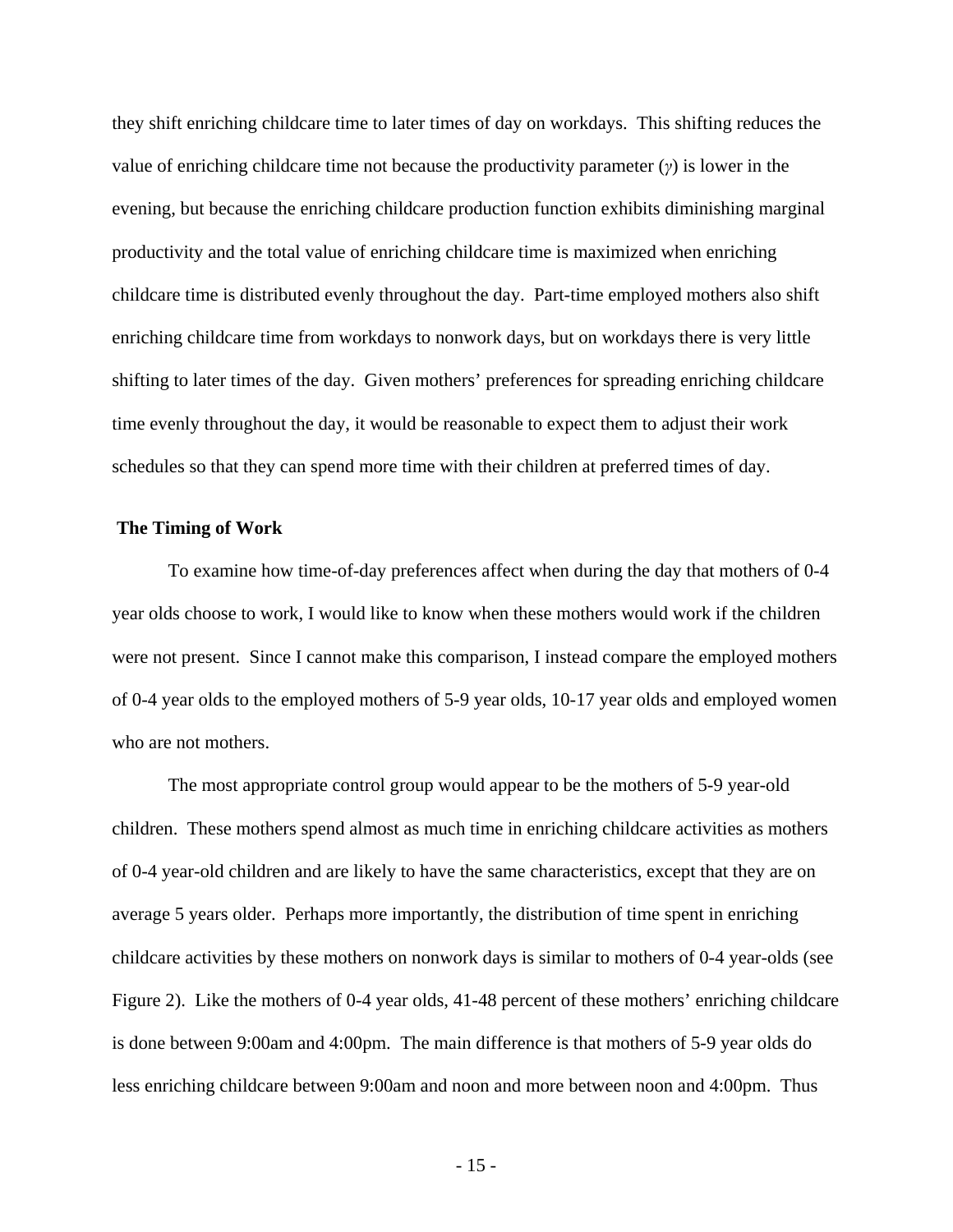they shift enriching childcare time to later times of day on workdays. This shifting reduces the value of enriching childcare time not because the productivity parameter ($\gamma$) is lower in the evening, but because the enriching childcare production function exhibits diminishing marginal productivity and the total value of enriching childcare time is maximized when enriching childcare time is distributed evenly throughout the day. Part-time employed mothers also shift enriching childcare time from workdays to nonwork days, but on workdays there is very little shifting to later times of the day. Given mothers' preferences for spreading enriching childcare time evenly throughout the day, it would be reasonable to expect them to adjust their work schedules so that they can spend more time with their children at preferred times of day.

**The Timing of Work**

To examine how time-of-day preferences affect when during the day that mothers of 0-4 year olds choose to work, I would like to know when these mothers would work if the children were not present. Since I cannot make this comparison, I instead compare the employed mothers of 0-4 year olds to the employed mothers of 5-9 year olds, 10-17 year olds and employed women who are not mothers.

The most appropriate control group would appear to be the mothers of 5-9 year-old children. These mothers spend almost as much time in enriching childcare activities as mothers of 0-4 year-old children and are likely to have the same characteristics, except that they are on average 5 years older. Perhaps more importantly, the distribution of time spent in enriching childcare activities by these mothers on nonwork days is similar to mothers of 0-4 year-olds (see Figure 2). Like the mothers of 0-4 year olds, 41-48 percent of these mothers' enriching childcare is done between 9:00am and 4:00pm. The main difference is that mothers of 5-9 year olds do less enriching childcare between 9:00am and noon and more between noon and 4:00pm. Thus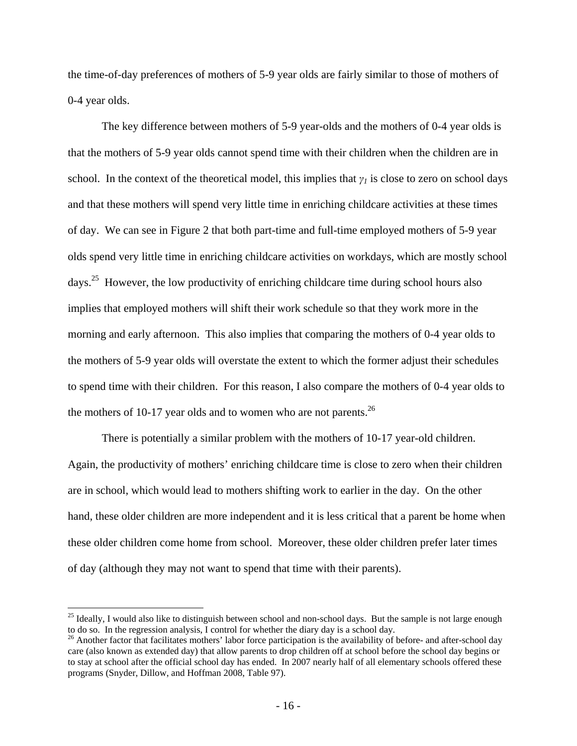the time-of-day preferences of mothers of 5-9 year olds are fairly similar to those of mothers of 0-4 year olds.

The key difference between mothers of 5-9 year-olds and the mothers of 0-4 year olds is that the mothers of 5-9 year olds cannot spend time with their children when the children are in school. In the context of the theoretical model, this implies that $\gamma_1$ is close to zero on school days and that these mothers will spend very little time in enriching childcare activities at these times of day. We can see in Figure 2 that both part-time and full-time employed mothers of 5-9 year olds spend very little time in enriching childcare activities on workdays, which are mostly school days.[25] However, the low productivity of enriching childcare time during school hours also implies that employed mothers will shift their work schedule so that they work more in the morning and early afternoon. This also implies that comparing the mothers of 0-4 year olds to the mothers of 5-9 year olds will overstate the extent to which the former adjust their schedules to spend time with their children. For this reason, I also compare the mothers of 0-4 year olds to the mothers of 10-17 year olds and to women who are not parents.[26]

There is potentially a similar problem with the mothers of 10-17 year-old children. Again, the productivity of mothers' enriching childcare time is close to zero when their children are in school, which would lead to mothers shifting work to earlier in the day. On the other hand, these older children are more independent and it is less critical that a parent be home when these older children come home from school. Moreover, these older children prefer later times of day (although they may not want to spend that time with their parents).

---

[25] Ideally, I would also like to distinguish between school and non-school days. But the sample is not large enough to do so. In the regression analysis, I control for whether the diary day is a school day.

[26] Another factor that facilitates mothers' labor force participation is the availability of before- and after-school day care (also known as extended day) that allow parents to drop children off at school before the school day begins or to stay at school after the official school day has ended. In 2007 nearly half of all elementary schools offered these programs (Snyder, Dillow, and Hoffman 2008, Table 97).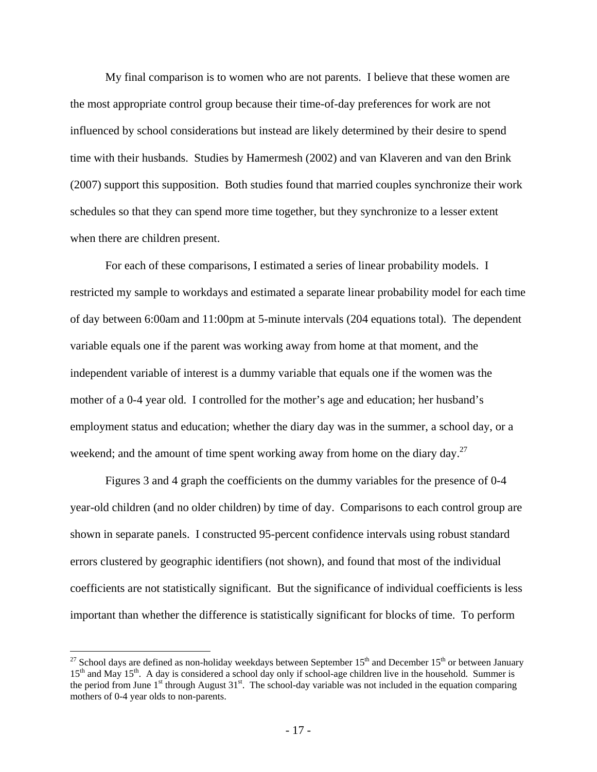My final comparison is to women who are not parents. I believe that these women are the most appropriate control group because their time-of-day preferences for work are not influenced by school considerations but instead are likely determined by their desire to spend time with their husbands. Studies by Hamermesh (2002) and van Klaveren and van den Brink (2007) support this supposition. Both studies found that married couples synchronize their work schedules so that they can spend more time together, but they synchronize to a lesser extent when there are children present.

For each of these comparisons, I estimated a series of linear probability models. I restricted my sample to workdays and estimated a separate linear probability model for each time of day between 6:00am and 11:00pm at 5-minute intervals (204 equations total). The dependent variable equals one if the parent was working away from home at that moment, and the independent variable of interest is a dummy variable that equals one if the women was the mother of a 0-4 year old. I controlled for the mother's age and education; her husband's employment status and education; whether the diary day was in the summer, a school day, or a weekend; and the amount of time spent working away from home on the diary day.[27]

Figures 3 and 4 graph the coefficients on the dummy variables for the presence of 0-4 year-old children (and no older children) by time of day. Comparisons to each control group are shown in separate panels. I constructed 95-percent confidence intervals using robust standard errors clustered by geographic identifiers (not shown), and found that most of the individual coefficients are not statistically significant. But the significance of individual coefficients is less important than whether the difference is statistically significant for blocks of time. To perform

---

[27] School days are defined as non-holiday weekdays between September 15th and December 15th or between January 15th and May 15th. A day is considered a school day only if school-age children live in the household. Summer is the period from June 1st through August 31st. The school-day variable was not included in the equation comparing mothers of 0-4 year olds to non-parents.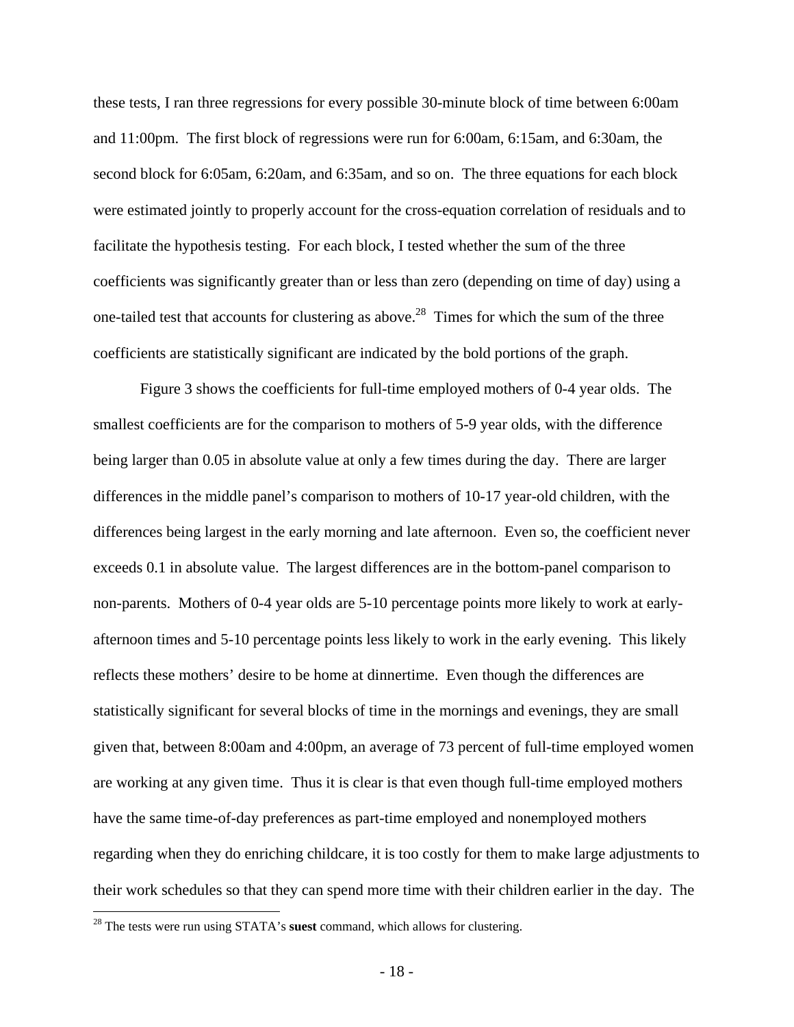these tests, I ran three regressions for every possible 30-minute block of time between 6:00am and 11:00pm. The first block of regressions were run for 6:00am, 6:15am, and 6:30am, the second block for 6:05am, 6:20am, and 6:35am, and so on. The three equations for each block were estimated jointly to properly account for the cross-equation correlation of residuals and to facilitate the hypothesis testing. For each block, I tested whether the sum of the three coefficients was significantly greater than or less than zero (depending on time of day) using a one-tailed test that accounts for clustering as above.[28] Times for which the sum of the three coefficients are statistically significant are indicated by the bold portions of the graph.

Figure 3 shows the coefficients for full-time employed mothers of 0-4 year olds. The smallest coefficients are for the comparison to mothers of 5-9 year olds, with the difference being larger than 0.05 in absolute value at only a few times during the day. There are larger differences in the middle panel's comparison to mothers of 10-17 year-old children, with the differences being largest in the early morning and late afternoon. Even so, the coefficient never exceeds 0.1 in absolute value. The largest differences are in the bottom-panel comparison to non-parents. Mothers of 0-4 year olds are 5-10 percentage points more likely to work at early-afternoon times and 5-10 percentage points less likely to work in the early evening. This likely reflects these mothers' desire to be home at dinnertime. Even though the differences are statistically significant for several blocks of time in the mornings and evenings, they are small given that, between 8:00am and 4:00pm, an average of 73 percent of full-time employed women are working at any given time. Thus it is clear is that even though full-time employed mothers have the same time-of-day preferences as part-time employed and nonemployed mothers regarding when they do enriching childcare, it is too costly for them to make large adjustments to their work schedules so that they can spend more time with their children earlier in the day. The

[28] The tests were run using STATA's **suest** command, which allows for clustering.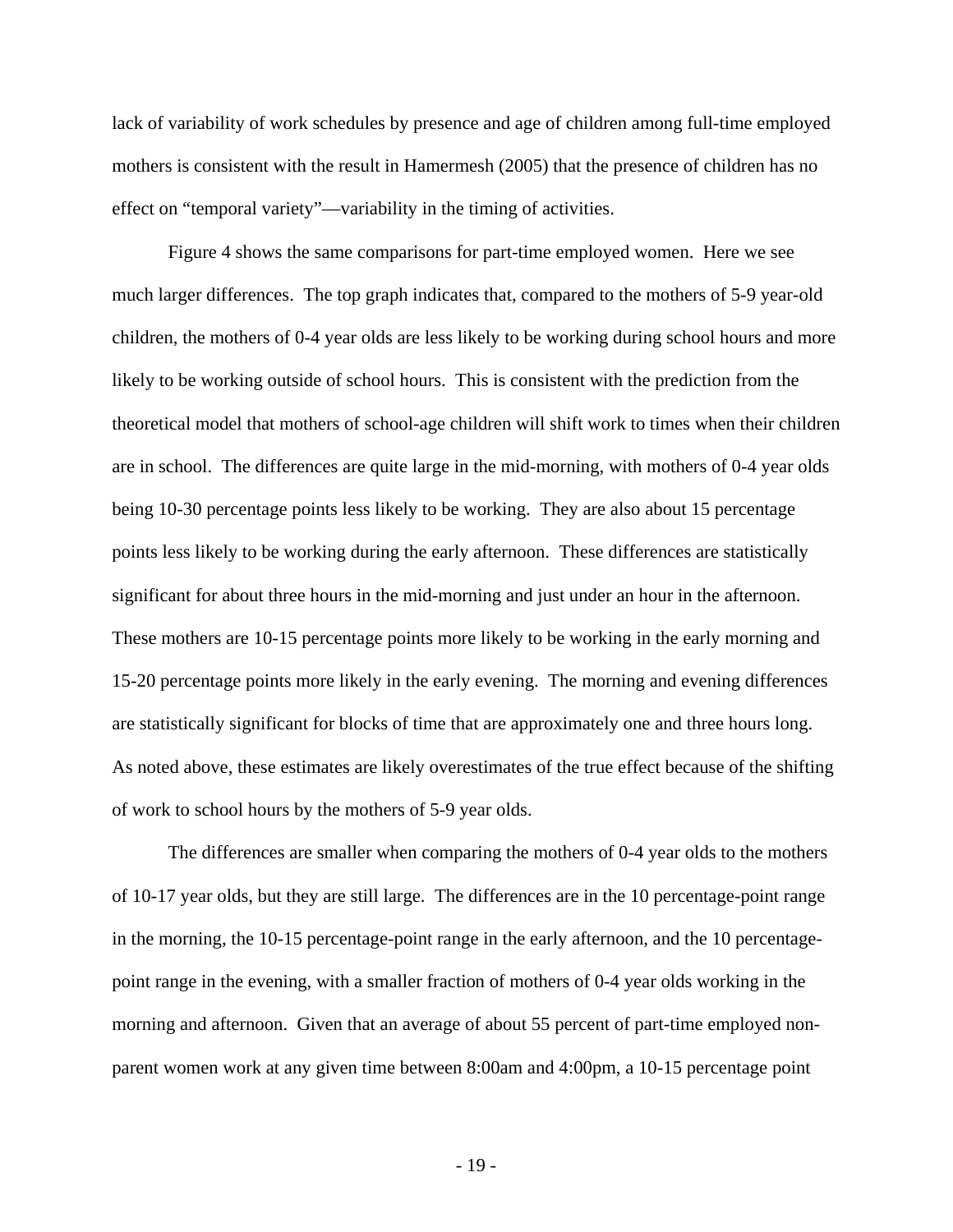lack of variability of work schedules by presence and age of children among full-time employed mothers is consistent with the result in Hamermesh (2005) that the presence of children has no effect on "temporal variety"—variability in the timing of activities.

Figure 4 shows the same comparisons for part-time employed women. Here we see much larger differences. The top graph indicates that, compared to the mothers of 5-9 year-old children, the mothers of 0-4 year olds are less likely to be working during school hours and more likely to be working outside of school hours. This is consistent with the prediction from the theoretical model that mothers of school-age children will shift work to times when their children are in school. The differences are quite large in the mid-morning, with mothers of 0-4 year olds being 10-30 percentage points less likely to be working. They are also about 15 percentage points less likely to be working during the early afternoon. These differences are statistically significant for about three hours in the mid-morning and just under an hour in the afternoon. These mothers are 10-15 percentage points more likely to be working in the early morning and 15-20 percentage points more likely in the early evening. The morning and evening differences are statistically significant for blocks of time that are approximately one and three hours long. As noted above, these estimates are likely overestimates of the true effect because of the shifting of work to school hours by the mothers of 5-9 year olds.

The differences are smaller when comparing the mothers of 0-4 year olds to the mothers of 10-17 year olds, but they are still large. The differences are in the 10 percentage-point range in the morning, the 10-15 percentage-point range in the early afternoon, and the 10 percentage-point range in the evening, with a smaller fraction of mothers of 0-4 year olds working in the morning and afternoon. Given that an average of about 55 percent of part-time employed non-parent women work at any given time between 8:00am and 4:00pm, a 10-15 percentage point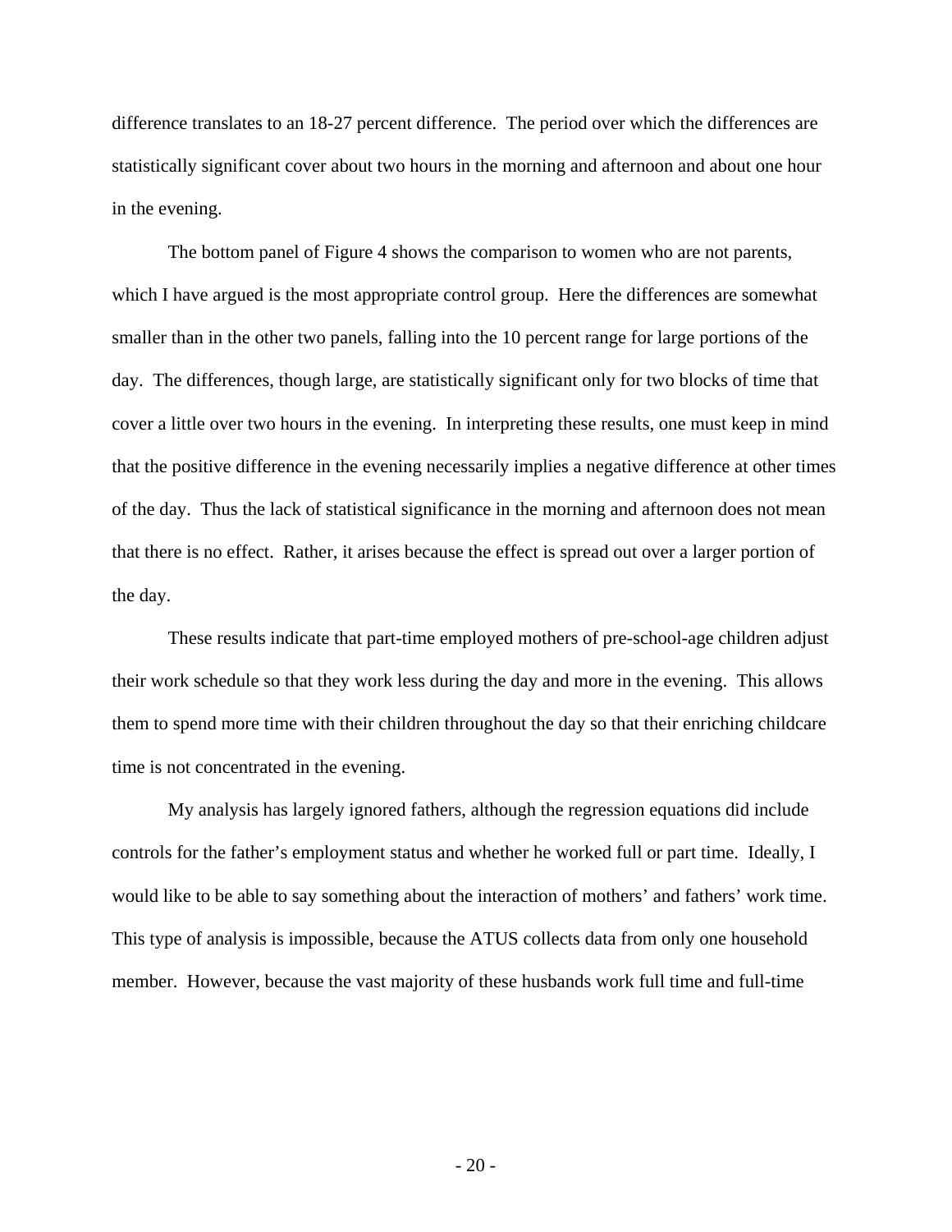difference translates to an 18-27 percent difference. The period over which the differences are statistically significant cover about two hours in the morning and afternoon and about one hour in the evening.

The bottom panel of Figure 4 shows the comparison to women who are not parents, which I have argued is the most appropriate control group. Here the differences are somewhat smaller than in the other two panels, falling into the 10 percent range for large portions of the day. The differences, though large, are statistically significant only for two blocks of time that cover a little over two hours in the evening. In interpreting these results, one must keep in mind that the positive difference in the evening necessarily implies a negative difference at other times of the day. Thus the lack of statistical significance in the morning and afternoon does not mean that there is no effect. Rather, it arises because the effect is spread out over a larger portion of the day.

These results indicate that part-time employed mothers of pre-school-age children adjust their work schedule so that they work less during the day and more in the evening. This allows them to spend more time with their children throughout the day so that their enriching childcare time is not concentrated in the evening.

My analysis has largely ignored fathers, although the regression equations did include controls for the father's employment status and whether he worked full or part time. Ideally, I would like to be able to say something about the interaction of mothers' and fathers' work time. This type of analysis is impossible, because the ATUS collects data from only one household member. However, because the vast majority of these husbands work full time and full-time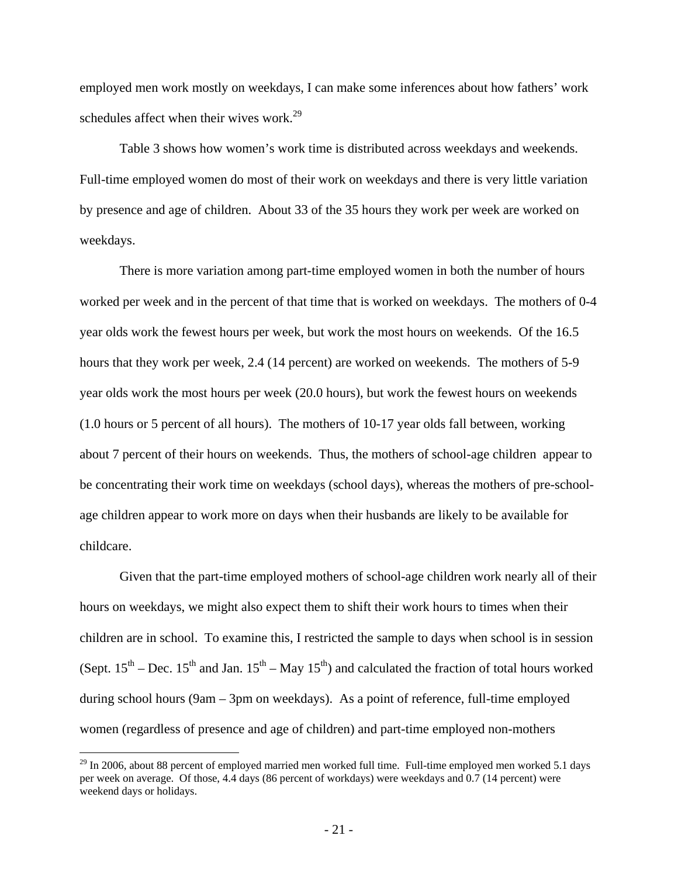employed men work mostly on weekdays, I can make some inferences about how fathers' work schedules affect when their wives work.[29]

Table 3 shows how women's work time is distributed across weekdays and weekends. Full-time employed women do most of their work on weekdays and there is very little variation by presence and age of children. About 33 of the 35 hours they work per week are worked on weekdays.

There is more variation among part-time employed women in both the number of hours worked per week and in the percent of that time that is worked on weekdays. The mothers of 0-4 year olds work the fewest hours per week, but work the most hours on weekends. Of the 16.5 hours that they work per week, 2.4 (14 percent) are worked on weekends. The mothers of 5-9 year olds work the most hours per week (20.0 hours), but work the fewest hours on weekends (1.0 hours or 5 percent of all hours). The mothers of 10-17 year olds fall between, working about 7 percent of their hours on weekends. Thus, the mothers of school-age children appear to be concentrating their work time on weekdays (school days), whereas the mothers of pre-school-age children appear to work more on days when their husbands are likely to be available for childcare.

Given that the part-time employed mothers of school-age children work nearly all of their hours on weekdays, we might also expect them to shift their work hours to times when their children are in school. To examine this, I restricted the sample to days when school is in session (Sept. 15th – Dec. 15th and Jan. 15th – May 15th) and calculated the fraction of total hours worked during school hours (9am – 3pm on weekdays). As a point of reference, full-time employed women (regardless of presence and age of children) and part-time employed non-mothers

---

[29] In 2006, about 88 percent of employed married men worked full time. Full-time employed men worked 5.1 days per week on average. Of those, 4.4 days (86 percent of workdays) were weekdays and 0.7 (14 percent) were weekend days or holidays.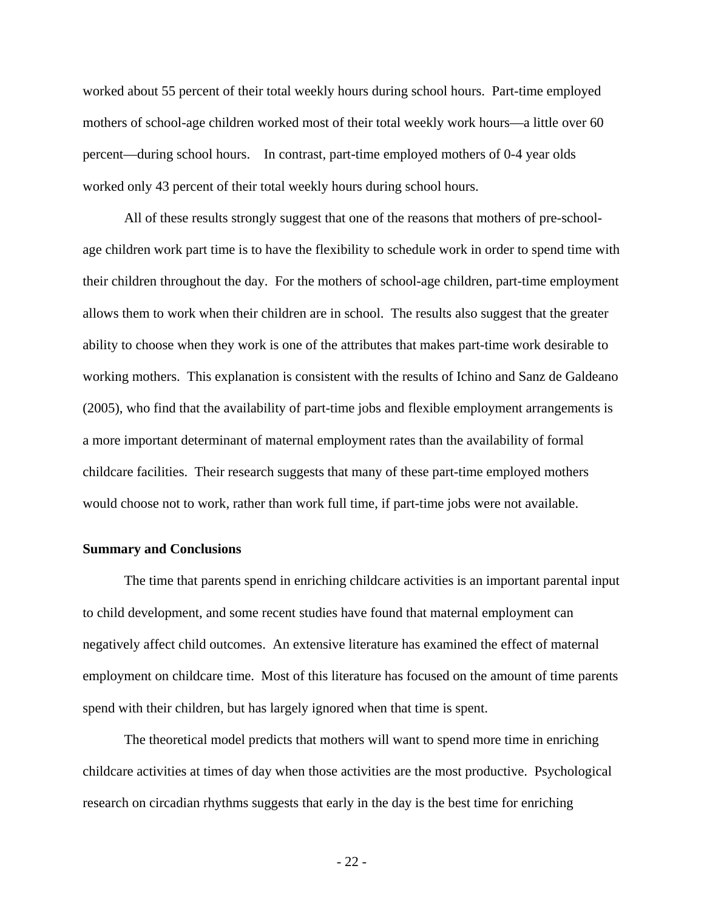worked about 55 percent of their total weekly hours during school hours. Part-time employed mothers of school-age children worked most of their total weekly work hours—a little over 60 percent—during school hours. In contrast, part-time employed mothers of 0-4 year olds worked only 43 percent of their total weekly hours during school hours.

All of these results strongly suggest that one of the reasons that mothers of pre-school-age children work part time is to have the flexibility to schedule work in order to spend time with their children throughout the day. For the mothers of school-age children, part-time employment allows them to work when their children are in school. The results also suggest that the greater ability to choose when they work is one of the attributes that makes part-time work desirable to working mothers. This explanation is consistent with the results of Ichino and Sanz de Galdeano (2005), who find that the availability of part-time jobs and flexible employment arrangements is a more important determinant of maternal employment rates than the availability of formal childcare facilities. Their research suggests that many of these part-time employed mothers would choose not to work, rather than work full time, if part-time jobs were not available.

**Summary and Conclusions**

The time that parents spend in enriching childcare activities is an important parental input to child development, and some recent studies have found that maternal employment can negatively affect child outcomes. An extensive literature has examined the effect of maternal employment on childcare time. Most of this literature has focused on the amount of time parents spend with their children, but has largely ignored when that time is spent.

The theoretical model predicts that mothers will want to spend more time in enriching childcare activities at times of day when those activities are the most productive. Psychological research on circadian rhythms suggests that early in the day is the best time for enriching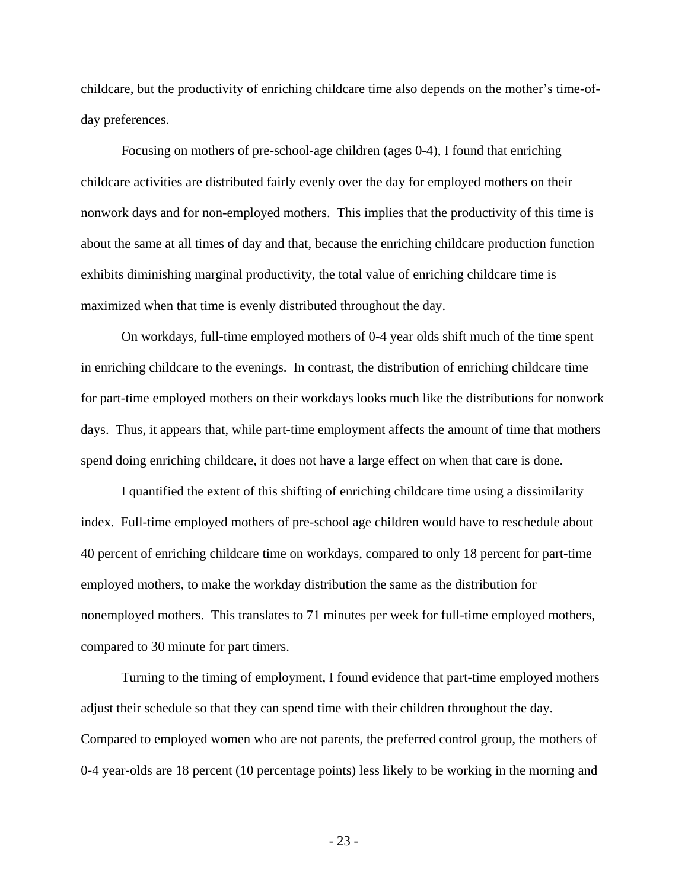childcare, but the productivity of enriching childcare time also depends on the mother's time-of-day preferences.

Focusing on mothers of pre-school-age children (ages 0-4), I found that enriching childcare activities are distributed fairly evenly over the day for employed mothers on their nonwork days and for non-employed mothers. This implies that the productivity of this time is about the same at all times of day and that, because the enriching childcare production function exhibits diminishing marginal productivity, the total value of enriching childcare time is maximized when that time is evenly distributed throughout the day.

On workdays, full-time employed mothers of 0-4 year olds shift much of the time spent in enriching childcare to the evenings. In contrast, the distribution of enriching childcare time for part-time employed mothers on their workdays looks much like the distributions for nonwork days. Thus, it appears that, while part-time employment affects the amount of time that mothers spend doing enriching childcare, it does not have a large effect on when that care is done.

I quantified the extent of this shifting of enriching childcare time using a dissimilarity index. Full-time employed mothers of pre-school age children would have to reschedule about 40 percent of enriching childcare time on workdays, compared to only 18 percent for part-time employed mothers, to make the workday distribution the same as the distribution for nonemployed mothers. This translates to 71 minutes per week for full-time employed mothers, compared to 30 minute for part timers.

Turning to the timing of employment, I found evidence that part-time employed mothers adjust their schedule so that they can spend time with their children throughout the day. Compared to employed women who are not parents, the preferred control group, the mothers of 0-4 year-olds are 18 percent (10 percentage points) less likely to be working in the morning and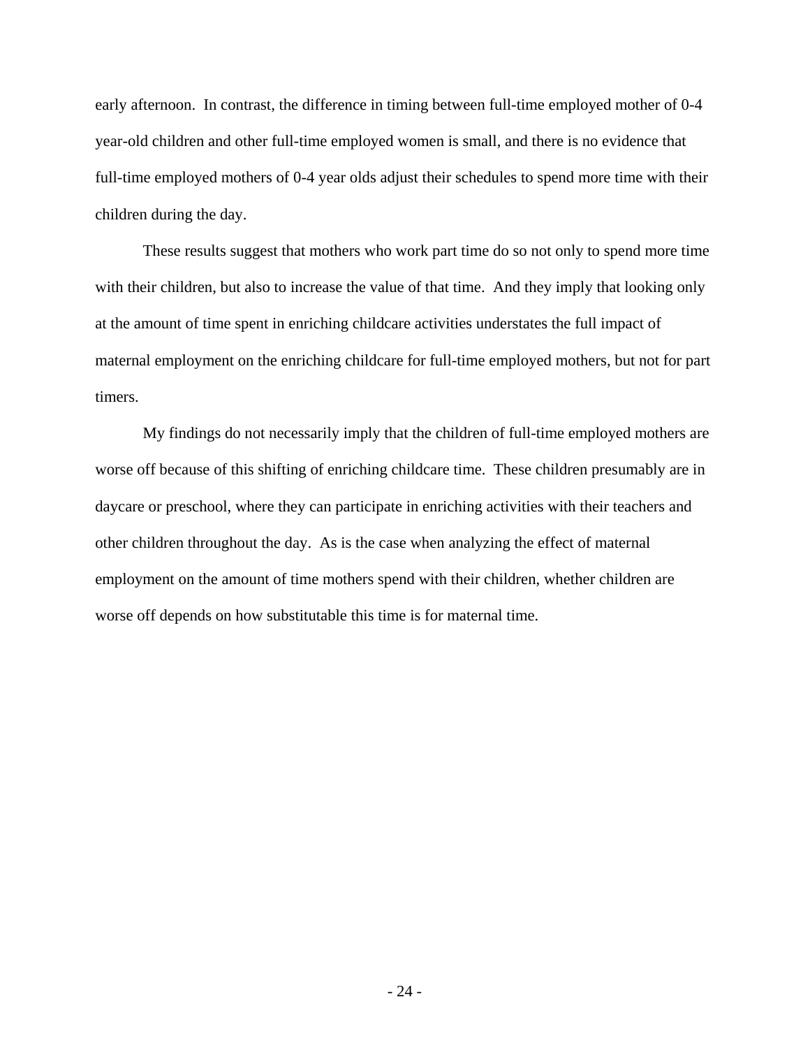early afternoon. In contrast, the difference in timing between full-time employed mother of 0-4 year-old children and other full-time employed women is small, and there is no evidence that full-time employed mothers of 0-4 year olds adjust their schedules to spend more time with their children during the day.

These results suggest that mothers who work part time do so not only to spend more time with their children, but also to increase the value of that time. And they imply that looking only at the amount of time spent in enriching childcare activities understates the full impact of maternal employment on the enriching childcare for full-time employed mothers, but not for part timers.

My findings do not necessarily imply that the children of full-time employed mothers are worse off because of this shifting of enriching childcare time. These children presumably are in daycare or preschool, where they can participate in enriching activities with their teachers and other children throughout the day. As is the case when analyzing the effect of maternal employment on the amount of time mothers spend with their children, whether children are worse off depends on how substitutable this time is for maternal time.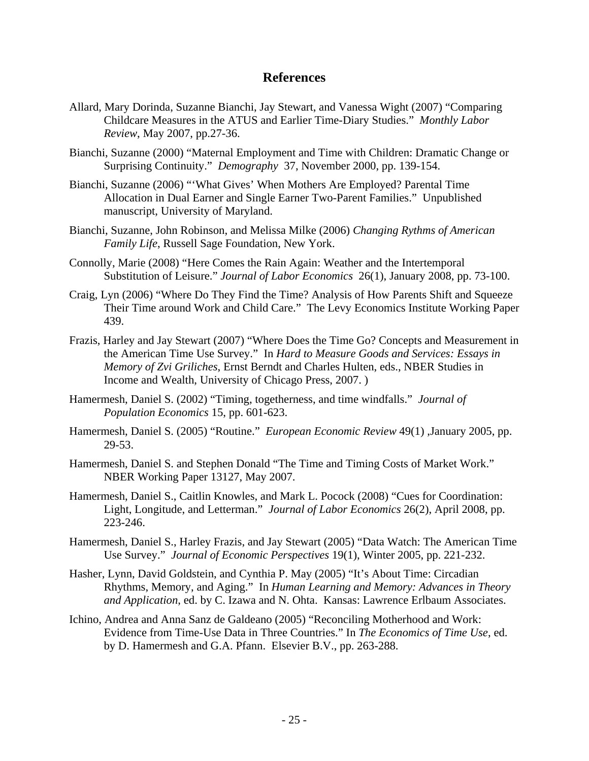## References

Allard, Mary Dorinda, Suzanne Bianchi, Jay Stewart, and Vanessa Wight (2007) "Comparing Childcare Measures in the ATUS and Earlier Time-Diary Studies." *Monthly Labor Review*, May 2007, pp.27-36.

Bianchi, Suzanne (2000) "Maternal Employment and Time with Children: Dramatic Change or Surprising Continuity." *Demography* 37, November 2000, pp. 139-154.

Bianchi, Suzanne (2006) "'What Gives' When Mothers Are Employed? Parental Time Allocation in Dual Earner and Single Earner Two-Parent Families." Unpublished manuscript, University of Maryland.

Bianchi, Suzanne, John Robinson, and Melissa Milke (2006) *Changing Rythms of American Family Life*, Russell Sage Foundation, New York.

Connolly, Marie (2008) "Here Comes the Rain Again: Weather and the Intertemporal Substitution of Leisure." *Journal of Labor Economics* 26(1), January 2008, pp. 73-100.

Craig, Lyn (2006) "Where Do They Find the Time? Analysis of How Parents Shift and Squeeze Their Time around Work and Child Care." The Levy Economics Institute Working Paper 439.

Frazis, Harley and Jay Stewart (2007) "Where Does the Time Go? Concepts and Measurement in the American Time Use Survey." In *Hard to Measure Goods and Services: Essays in Memory of Zvi Griliches*, Ernst Berndt and Charles Hulten, eds., NBER Studies in Income and Wealth, University of Chicago Press, 2007. )

Hamermesh, Daniel S. (2002) "Timing, togetherness, and time windfalls." *Journal of Population Economics* 15, pp. 601-623.

Hamermesh, Daniel S. (2005) "Routine." *European Economic Review* 49(1) ,January 2005, pp. 29-53.

Hamermesh, Daniel S. and Stephen Donald "The Time and Timing Costs of Market Work." NBER Working Paper 13127, May 2007.

Hamermesh, Daniel S., Caitlin Knowles, and Mark L. Pocock (2008) "Cues for Coordination: Light, Longitude, and Letterman." *Journal of Labor Economics* 26(2), April 2008, pp. 223-246.

Hamermesh, Daniel S., Harley Frazis, and Jay Stewart (2005) "Data Watch: The American Time Use Survey." *Journal of Economic Perspectives* 19(1), Winter 2005, pp. 221-232.

Hasher, Lynn, David Goldstein, and Cynthia P. May (2005) "It's About Time: Circadian Rhythms, Memory, and Aging." In *Human Learning and Memory: Advances in Theory and Application*, ed. by C. Izawa and N. Ohta. Kansas: Lawrence Erlbaum Associates.

Ichino, Andrea and Anna Sanz de Galdeano (2005) "Reconciling Motherhood and Work: Evidence from Time-Use Data in Three Countries." In *The Economics of Time Use*, ed. by D. Hamermesh and G.A. Pfann. Elsevier B.V., pp. 263-288.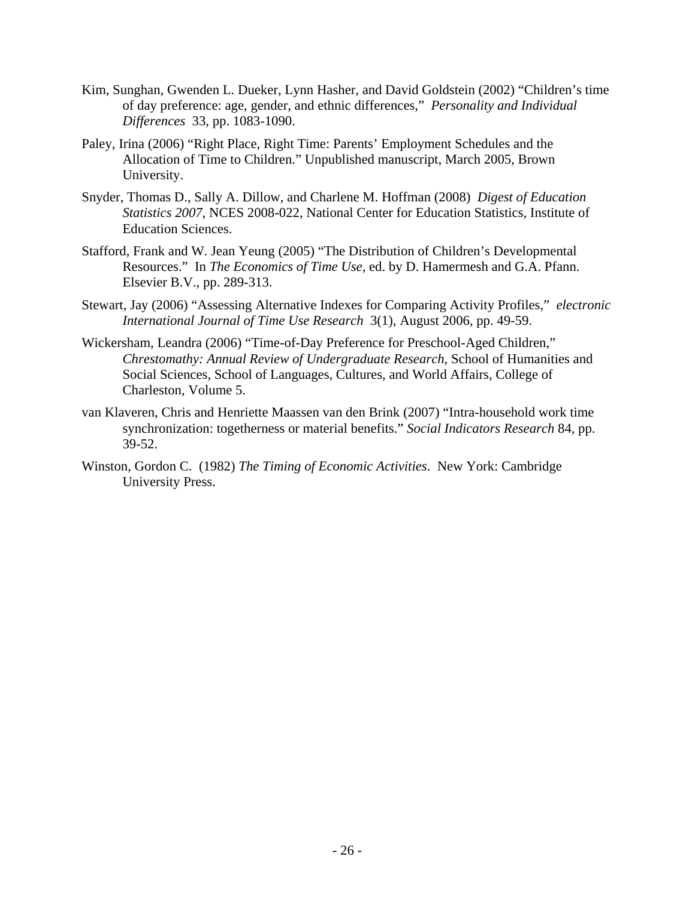Kim, Sunghan, Gwenden L. Dueker, Lynn Hasher, and David Goldstein (2002) "Children's time of day preference: age, gender, and ethnic differences," *Personality and Individual Differences* 33, pp. 1083-1090.

Paley, Irina (2006) "Right Place, Right Time: Parents' Employment Schedules and the Allocation of Time to Children." Unpublished manuscript, March 2005, Brown University.

Snyder, Thomas D., Sally A. Dillow, and Charlene M. Hoffman (2008) *Digest of Education Statistics 2007*, NCES 2008-022, National Center for Education Statistics, Institute of Education Sciences.

Stafford, Frank and W. Jean Yeung (2005) "The Distribution of Children's Developmental Resources." In *The Economics of Time Use*, ed. by D. Hamermesh and G.A. Pfann. Elsevier B.V., pp. 289-313.

Stewart, Jay (2006) "Assessing Alternative Indexes for Comparing Activity Profiles," *electronic International Journal of Time Use Research* 3(1), August 2006, pp. 49-59.

Wickersham, Leandra (2006) "Time-of-Day Preference for Preschool-Aged Children," *Chrestomathy: Annual Review of Undergraduate Research*, School of Humanities and Social Sciences, School of Languages, Cultures, and World Affairs, College of Charleston, Volume 5.

van Klaveren, Chris and Henriette Maassen van den Brink (2007) "Intra-household work time synchronization: togetherness or material benefits." *Social Indicators Research* 84, pp. 39-52.

Winston, Gordon C. (1982) *The Timing of Economic Activities*. New York: Cambridge University Press.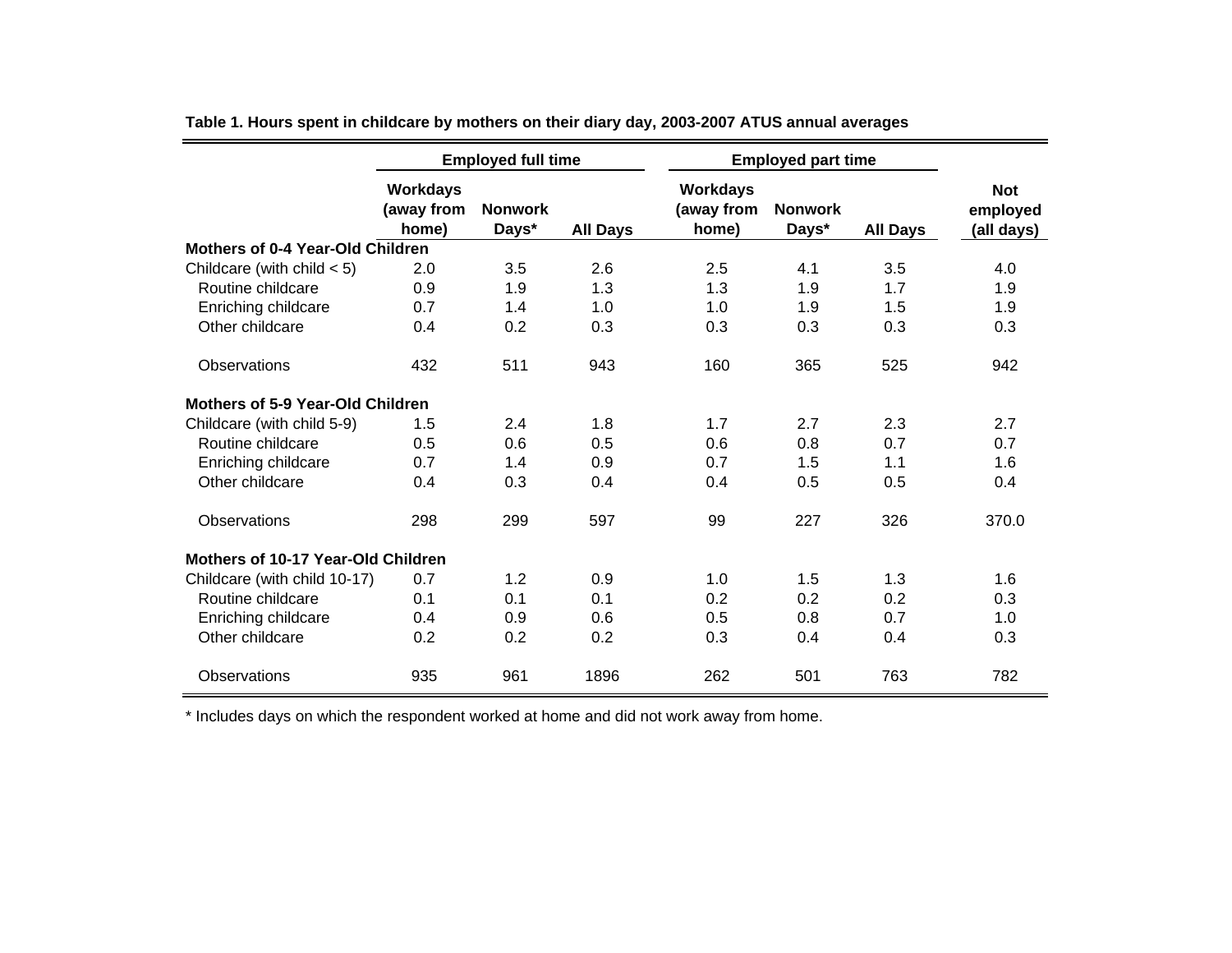**Table 1. Hours spent in childcare by mothers on their diary day, 2003-2007 ATUS annual averages**

| | Employed full time | | | Employed part time | | | |
|---|---|---|---|---|---|---|---|
| | Workdays (away from home) | Nonwork Days* | All Days | Workdays (away from home) | Nonwork Days* | All Days | Not employed (all days) |
| **Mothers of 0-4 Year-Old Children** | | | | | | | |
| Childcare (with child < 5) | 2.0 | 3.5 | 2.6 | 2.5 | 4.1 | 3.5 | 4.0 |
| Routine childcare | 0.9 | 1.9 | 1.3 | 1.3 | 1.9 | 1.7 | 1.9 |
| Enriching childcare | 0.7 | 1.4 | 1.0 | 1.0 | 1.9 | 1.5 | 1.9 |
| Other childcare | 0.4 | 0.2 | 0.3 | 0.3 | 0.3 | 0.3 | 0.3 |
| Observations | 432 | 511 | 943 | 160 | 365 | 525 | 942 |
| **Mothers of 5-9 Year-Old Children** | | | | | | | |
| Childcare (with child 5-9) | 1.5 | 2.4 | 1.8 | 1.7 | 2.7 | 2.3 | 2.7 |
| Routine childcare | 0.5 | 0.6 | 0.5 | 0.6 | 0.8 | 0.7 | 0.7 |
| Enriching childcare | 0.7 | 1.4 | 0.9 | 0.7 | 1.5 | 1.1 | 1.6 |
| Other childcare | 0.4 | 0.3 | 0.4 | 0.4 | 0.5 | 0.5 | 0.4 |
| Observations | 298 | 299 | 597 | 99 | 227 | 326 | 370.0 |
| **Mothers of 10-17 Year-Old Children** | | | | | | | |
| Childcare (with child 10-17) | 0.7 | 1.2 | 0.9 | 1.0 | 1.5 | 1.3 | 1.6 |
| Routine childcare | 0.1 | 0.1 | 0.1 | 0.2 | 0.2 | 0.2 | 0.3 |
| Enriching childcare | 0.4 | 0.9 | 0.6 | 0.5 | 0.8 | 0.7 | 1.0 |
| Other childcare | 0.2 | 0.2 | 0.2 | 0.3 | 0.4 | 0.4 | 0.3 |
| Observations | 935 | 961 | 1896 | 262 | 501 | 763 | 782 |

* Includes days on which the respondent worked at home and did not work away from home.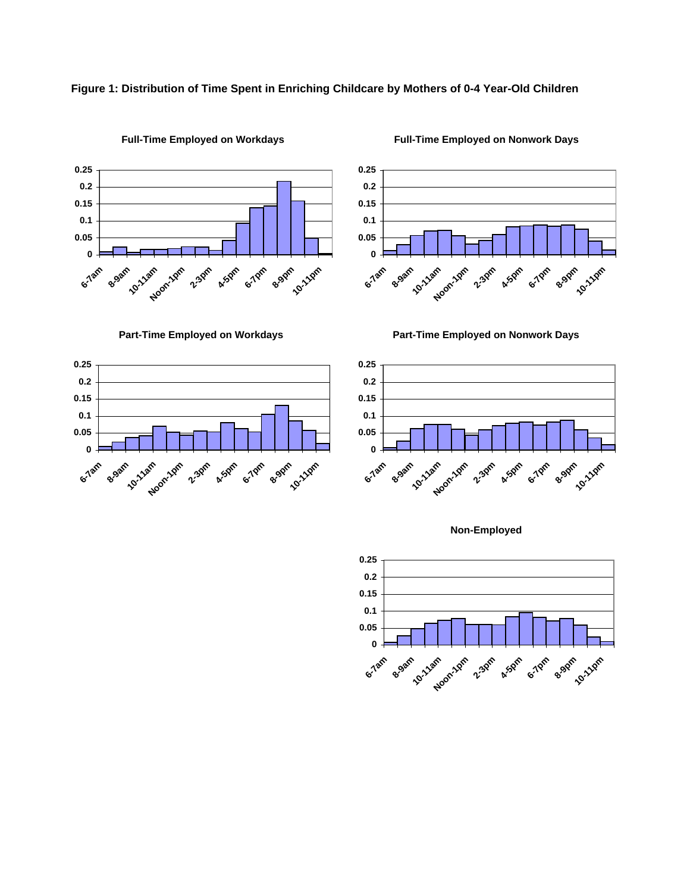**Figure 1: Distribution of Time Spent in Enriching Childcare by Mothers of 0-4 Year-Old Children**

**Full-Time Employed on Workdays**

**Full-Time Employed on Nonwork Days**

**Part-Time Employed on Workdays**

**Part-Time Employed on Nonwork Days**

**Non-Employed**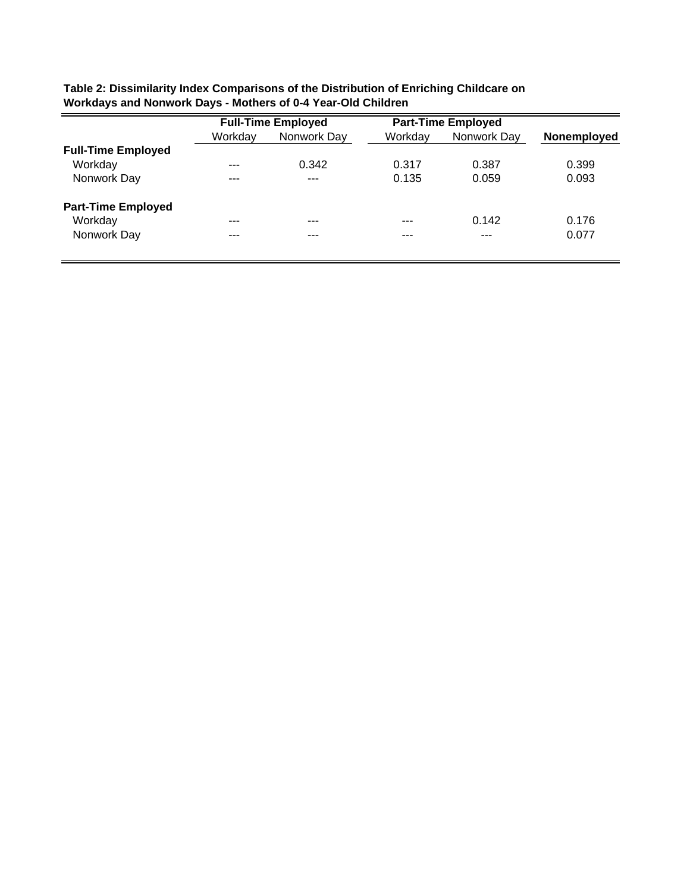**Table 2: Dissimilarity Index Comparisons of the Distribution of Enriching Childcare on Workdays and Nonwork Days - Mothers of 0-4 Year-Old Children**

| | Full-Time Employed | | Part-Time Employed | | |
|---|---|---|---|---|---|
| | Workday | Nonwork Day | Workday | Nonwork Day | **Nonemployed** |
| **Full-Time Employed** | | | | | |
| Workday | --- | 0.342 | 0.317 | 0.387 | 0.399 |
| Nonwork Day | --- | --- | 0.135 | 0.059 | 0.093 |
| **Part-Time Employed** | | | | | |
| Workday | --- | --- | --- | 0.142 | 0.176 |
| Nonwork Day | --- | --- | --- | --- | 0.077 |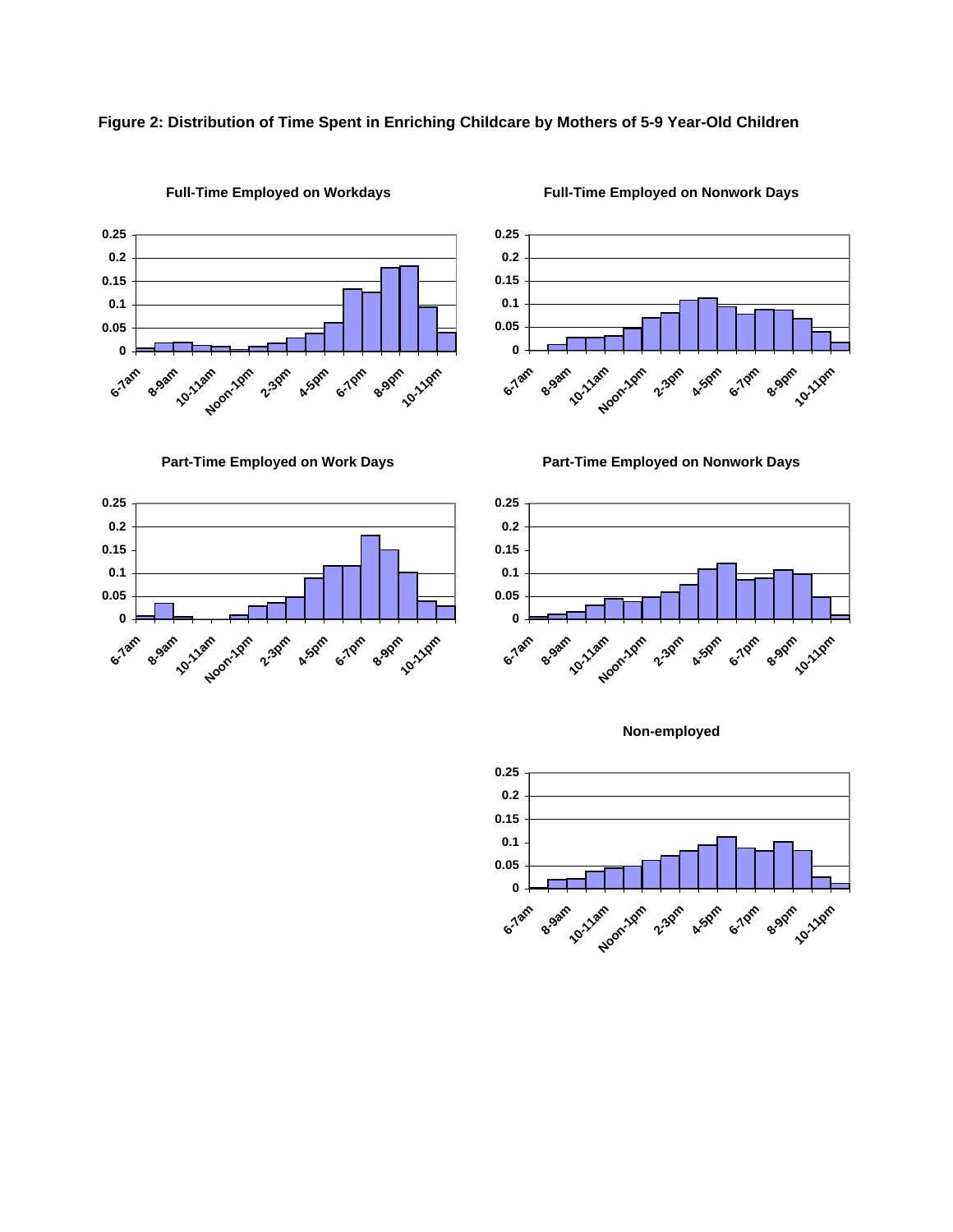**Figure 2: Distribution of Time Spent in Enriching Childcare by Mothers of 5-9 Year-Old Children**

**Full-Time Employed on Workdays**

**Full-Time Employed on Nonwork Days**

**Part-Time Employed on Work Days**

**Part-Time Employed on Nonwork Days**

**Non-employed**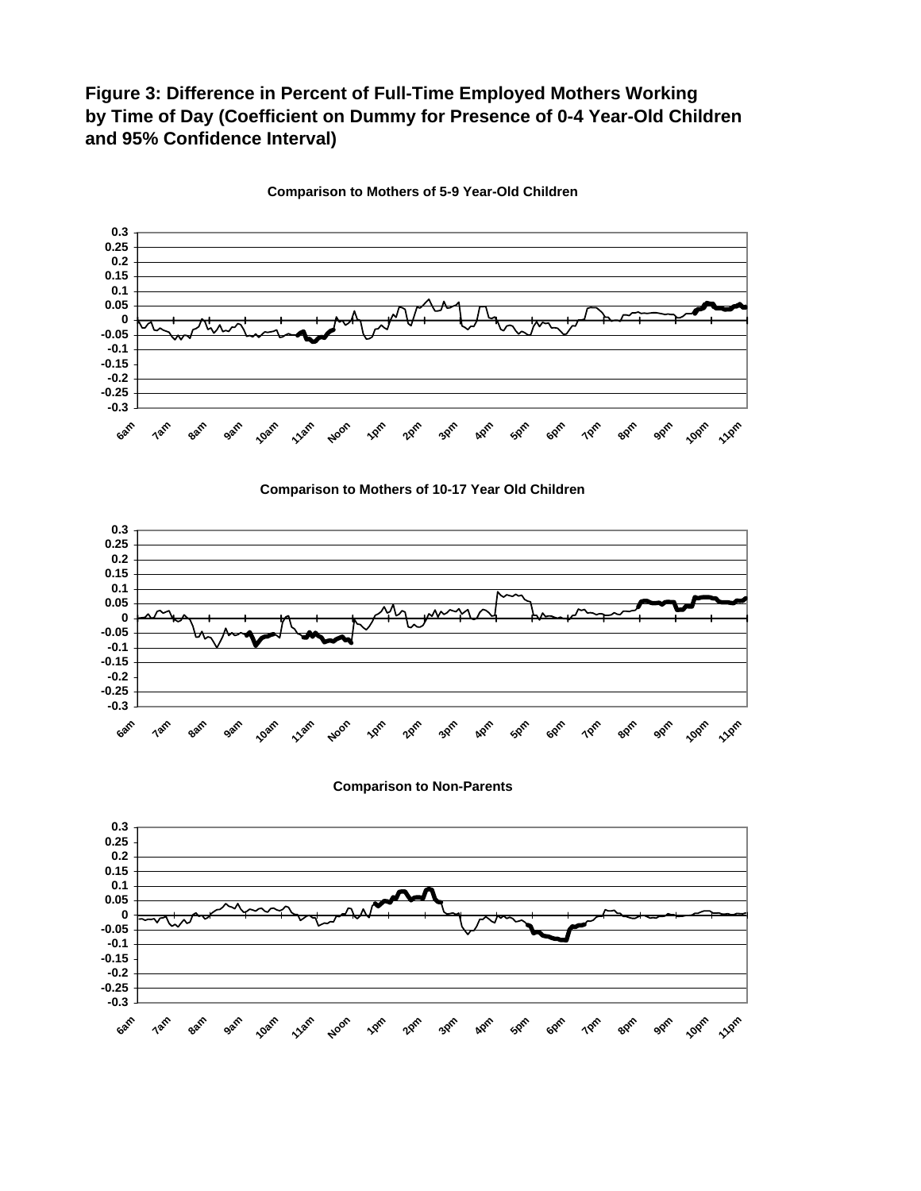**Figure 3: Difference in Percent of Full-Time Employed Mothers Working by Time of Day (Coefficient on Dummy for Presence of 0-4 Year-Old Children and 95% Confidence Interval)**

Comparison to Mothers of 5-9 Year-Old Children

Comparison to Mothers of 10-17 Year Old Children

Comparison to Non-Parents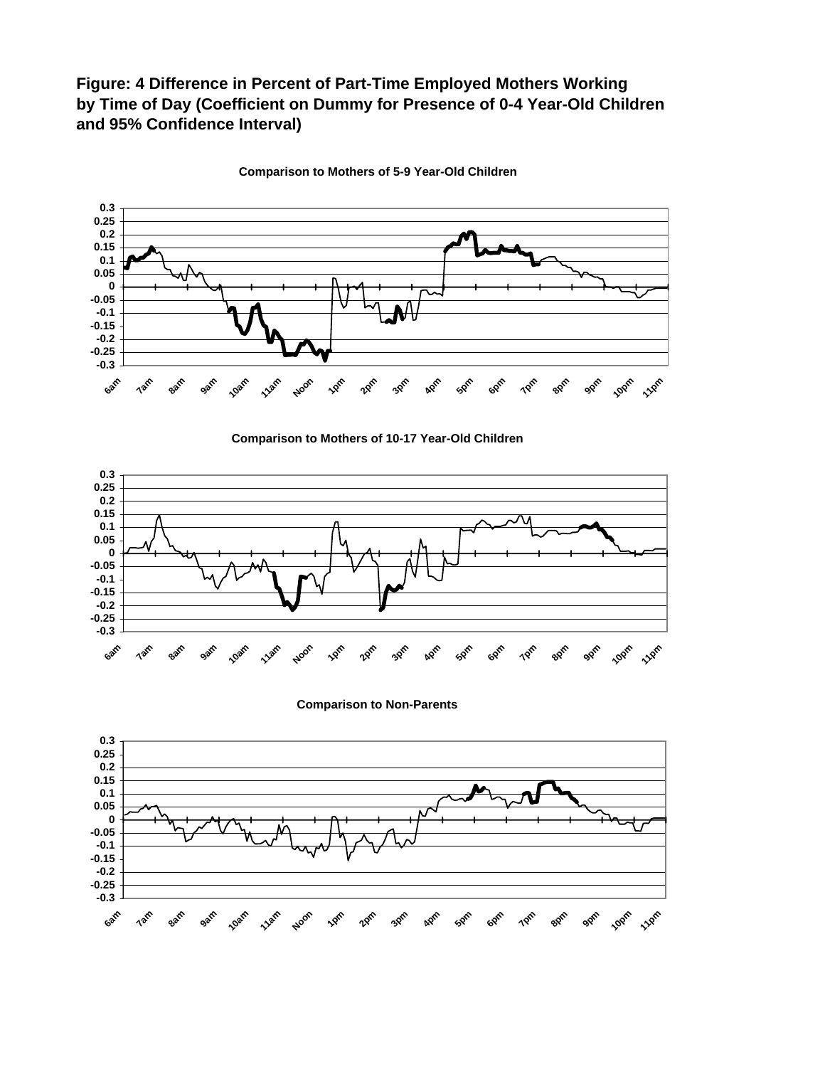**Figure: 4 Difference in Percent of Part-Time Employed Mothers Working by Time of Day (Coefficient on Dummy for Presence of 0-4 Year-Old Children and 95% Confidence Interval)**

**Comparison to Mothers of 5-9 Year-Old Children**

**Comparison to Mothers of 10-17 Year-Old Children**

**Comparison to Non-Parents**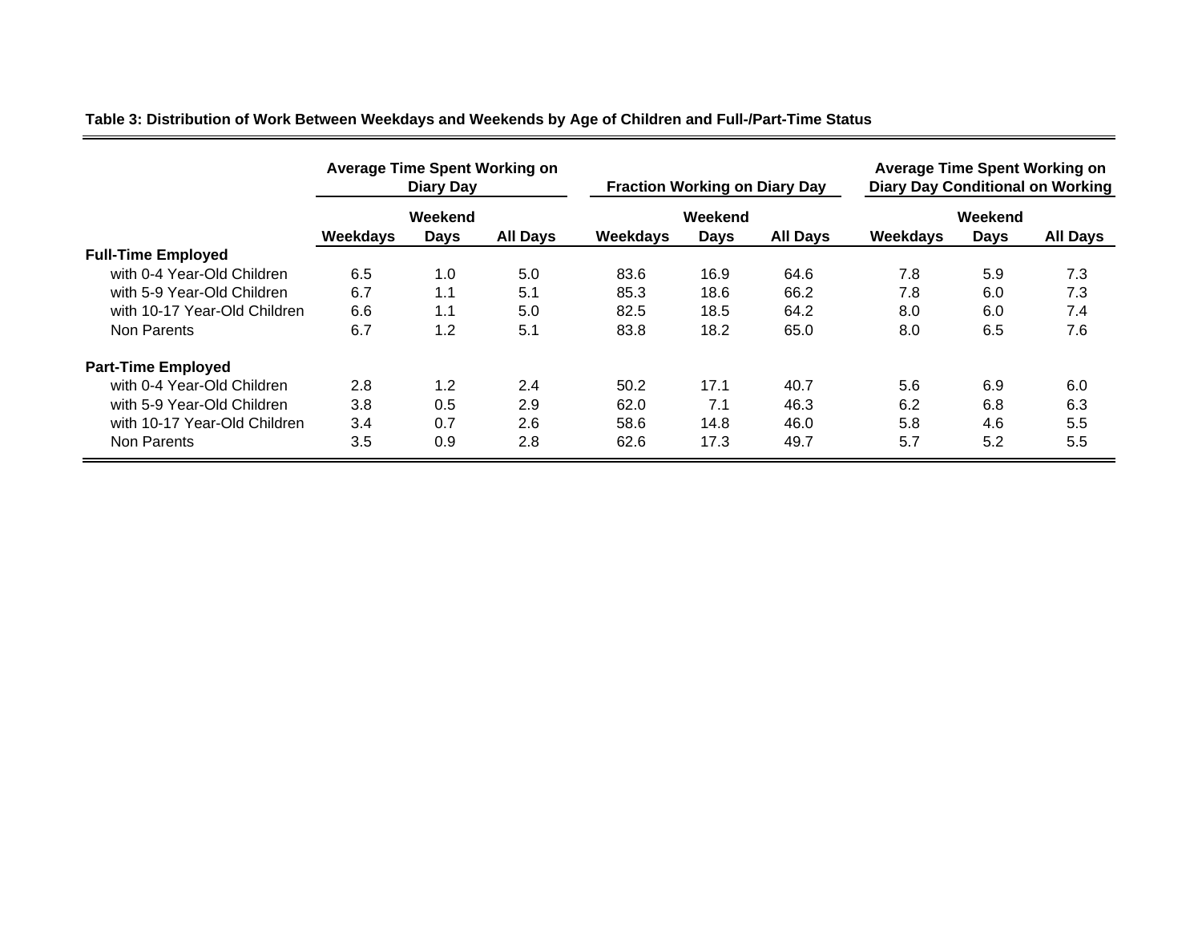**Table 3: Distribution of Work Between Weekdays and Weekends by Age of Children and Full-/Part-Time Status**

| | Average Time Spent Working on Diary Day | | | Fraction Working on Diary Day | | | Average Time Spent Working on Diary Day Conditional on Working | | |
|---|---|---|---|---|---|---|---|---|---|
| | Weekdays | Weekend Days | All Days | Weekdays | Weekend Days | All Days | Weekdays | Weekend Days | All Days |
| **Full-Time Employed** | | | | | | | | | |
| with 0-4 Year-Old Children | 6.5 | 1.0 | 5.0 | 83.6 | 16.9 | 64.6 | 7.8 | 5.9 | 7.3 |
| with 5-9 Year-Old Children | 6.7 | 1.1 | 5.1 | 85.3 | 18.6 | 66.2 | 7.8 | 6.0 | 7.3 |
| with 10-17 Year-Old Children | 6.6 | 1.1 | 5.0 | 82.5 | 18.5 | 64.2 | 8.0 | 6.0 | 7.4 |
| Non Parents | 6.7 | 1.2 | 5.1 | 83.8 | 18.2 | 65.0 | 8.0 | 6.5 | 7.6 |
| **Part-Time Employed** | | | | | | | | | |
| with 0-4 Year-Old Children | 2.8 | 1.2 | 2.4 | 50.2 | 17.1 | 40.7 | 5.6 | 6.9 | 6.0 |
| with 5-9 Year-Old Children | 3.8 | 0.5 | 2.9 | 62.0 | 7.1 | 46.3 | 6.2 | 6.8 | 6.3 |
| with 10-17 Year-Old Children | 3.4 | 0.7 | 2.6 | 58.6 | 14.8 | 46.0 | 5.8 | 4.6 | 5.5 |
| Non Parents | 3.5 | 0.9 | 2.8 | 62.6 | 17.3 | 49.7 | 5.7 | 5.2 | 5.5 |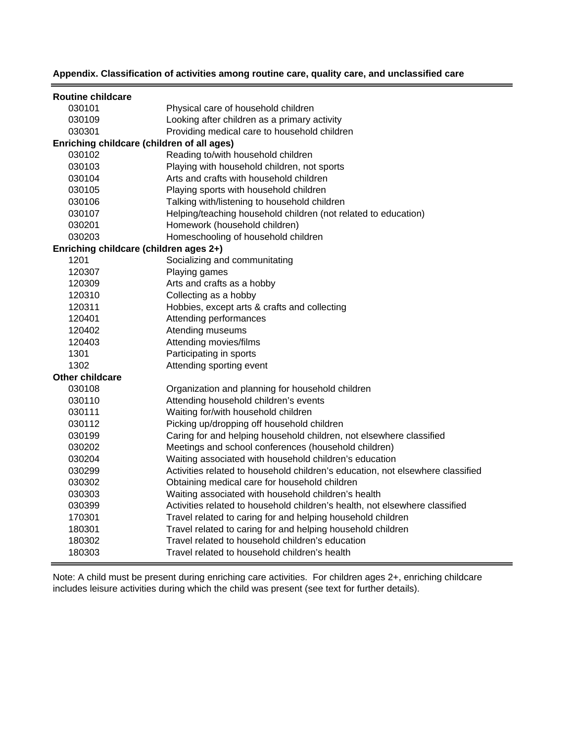**Appendix. Classification of activities among routine care, quality care, and unclassified care**

| | |
|---|---|
| **Routine childcare** | |
| 030101 | Physical care of household children |
| 030109 | Looking after children as a primary activity |
| 030301 | Providing medical care to household children |
| **Enriching childcare (children of all ages)** | |
| 030102 | Reading to/with household children |
| 030103 | Playing with household children, not sports |
| 030104 | Arts and crafts with household children |
| 030105 | Playing sports with household children |
| 030106 | Talking with/listening to household children |
| 030107 | Helping/teaching household children (not related to education) |
| 030201 | Homework (household children) |
| 030203 | Homeschooling of household children |
| **Enriching childcare (children ages 2+)** | |
| 1201 | Socializing and communitating |
| 120307 | Playing games |
| 120309 | Arts and crafts as a hobby |
| 120310 | Collecting as a hobby |
| 120311 | Hobbies, except arts & crafts and collecting |
| 120401 | Attending performances |
| 120402 | Atending museums |
| 120403 | Attending movies/films |
| 1301 | Participating in sports |
| 1302 | Attending sporting event |
| **Other childcare** | |
| 030108 | Organization and planning for household children |
| 030110 | Attending household children's events |
| 030111 | Waiting for/with household children |
| 030112 | Picking up/dropping off household children |
| 030199 | Caring for and helping household children, not elsewhere classified |
| 030202 | Meetings and school conferences (household children) |
| 030204 | Waiting associated with household children's education |
| 030299 | Activities related to household children's education, not elsewhere classified |
| 030302 | Obtaining medical care for household children |
| 030303 | Waiting associated with household children's health |
| 030399 | Activities related to household children's health, not elsewhere classified |
| 170301 | Travel related to caring for and helping household children |
| 180301 | Travel related to caring for and helping household children |
| 180302 | Travel related to household children's education |
| 180303 | Travel related to household children's health |

Note: A child must be present during enriching care activities. For children ages 2+, enriching childcare includes leisure activities during which the child was present (see text for further details).